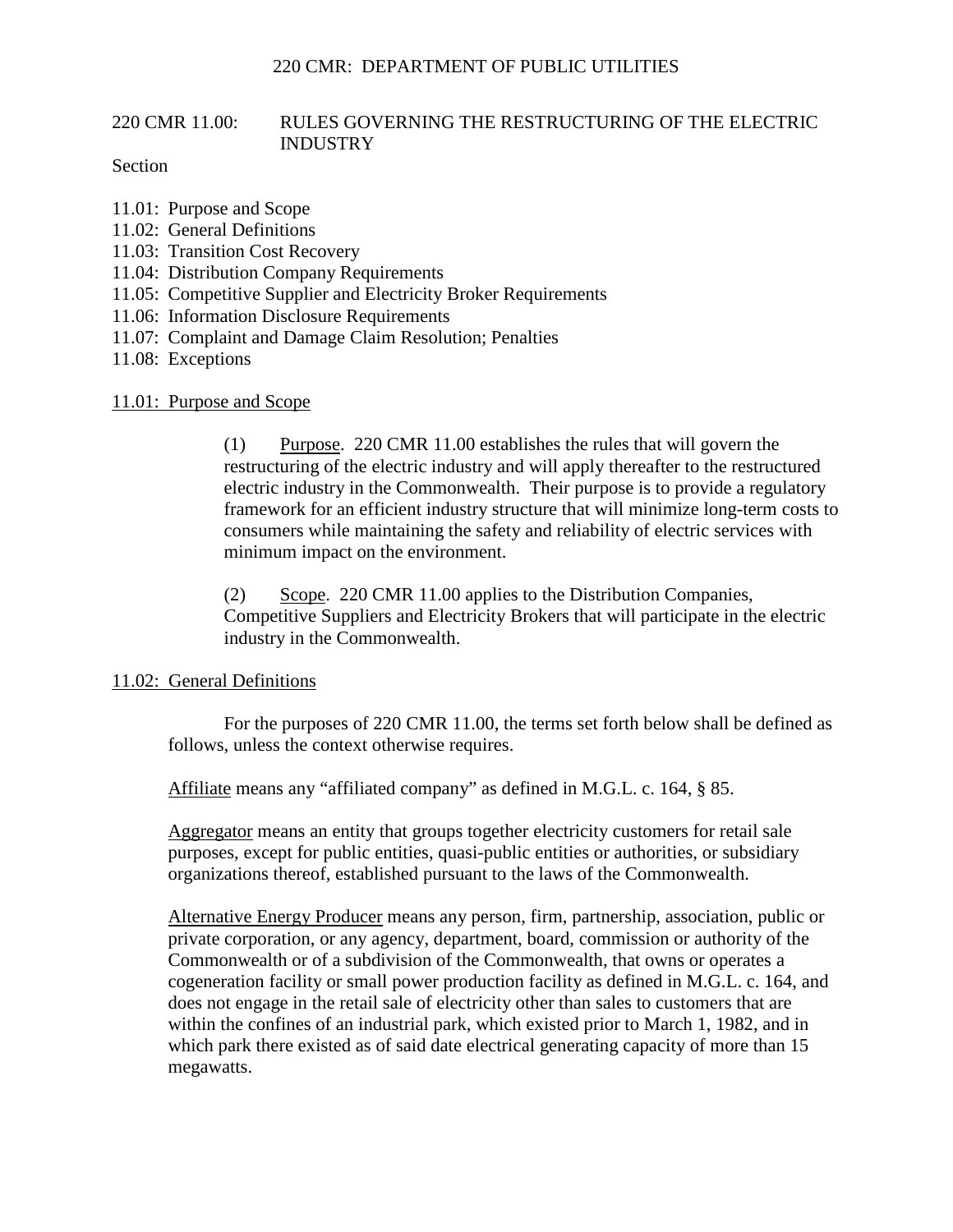# 220 CMR: DEPARTMENT OF PUBLIC UTILITIES

## 220 CMR 11.00: RULES GOVERNING THE RESTRUCTURING OF THE ELECTRIC INDUSTRY

Section

11.01: Purpose and Scope
11.02: General Definitions
11.03: Transition Cost Recovery
11.04: Distribution Company Requirements
11.05: Competitive Supplier and Electricity Broker Requirements
11.06: Information Disclosure Requirements
11.07: Complaint and Damage Claim Resolution; Penalties
11.08: Exceptions

### 11.01: Purpose and Scope

(1) Purpose. 220 CMR 11.00 establishes the rules that will govern the restructuring of the electric industry and will apply thereafter to the restructured electric industry in the Commonwealth. Their purpose is to provide a regulatory framework for an efficient industry structure that will minimize long-term costs to consumers while maintaining the safety and reliability of electric services with minimum impact on the environment.

(2) Scope. 220 CMR 11.00 applies to the Distribution Companies, Competitive Suppliers and Electricity Brokers that will participate in the electric industry in the Commonwealth.

### 11.02: General Definitions

For the purposes of 220 CMR 11.00, the terms set forth below shall be defined as follows, unless the context otherwise requires.

Affiliate means any "affiliated company" as defined in M.G.L. c. 164, § 85.

Aggregator means an entity that groups together electricity customers for retail sale purposes, except for public entities, quasi-public entities or authorities, or subsidiary organizations thereof, established pursuant to the laws of the Commonwealth.

Alternative Energy Producer means any person, firm, partnership, association, public or private corporation, or any agency, department, board, commission or authority of the Commonwealth or of a subdivision of the Commonwealth, that owns or operates a cogeneration facility or small power production facility as defined in M.G.L. c. 164, and does not engage in the retail sale of electricity other than sales to customers that are within the confines of an industrial park, which existed prior to March 1, 1982, and in which park there existed as of said date electrical generating capacity of more than 15 megawatts.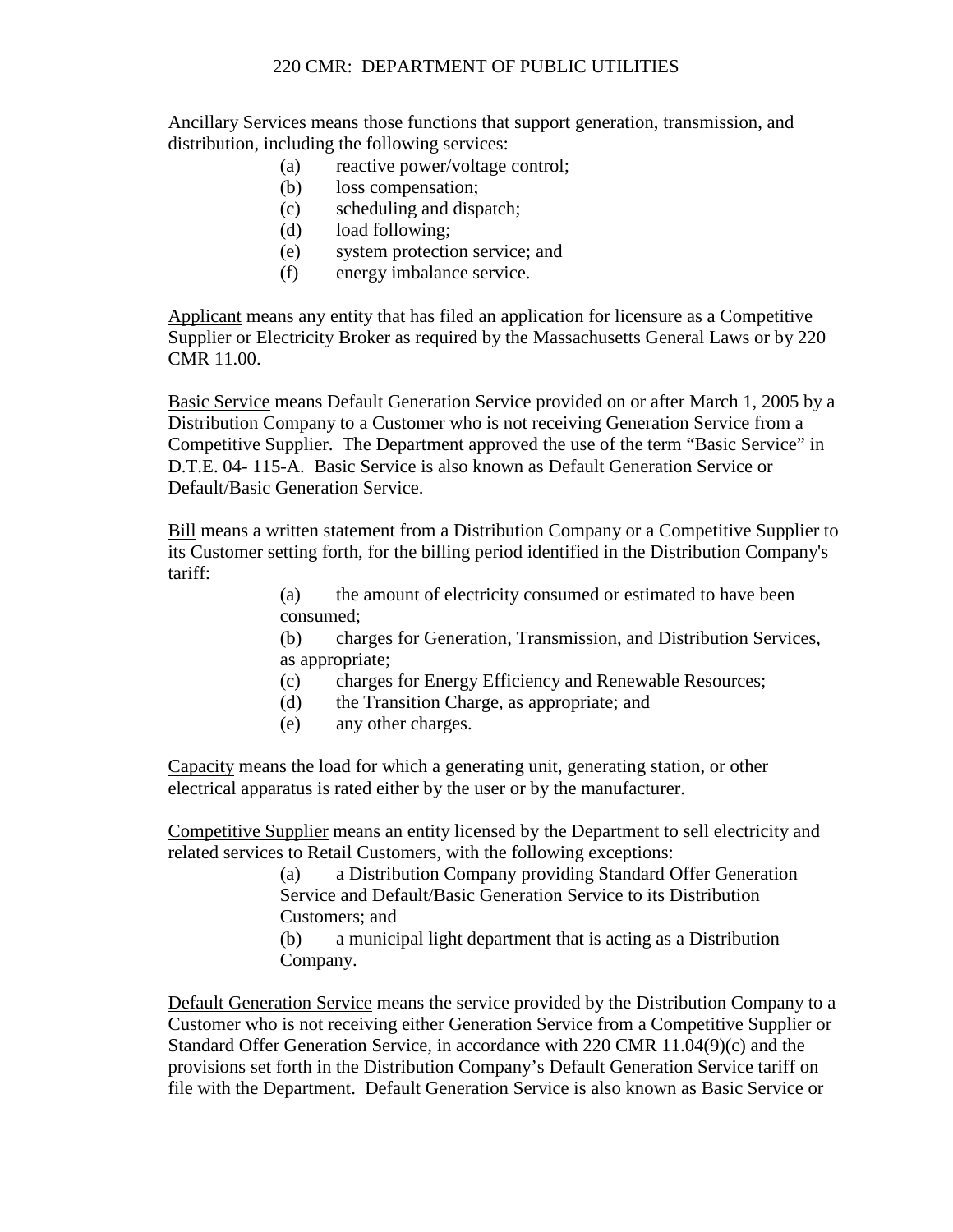Ancillary Services means those functions that support generation, transmission, and distribution, including the following services:

(a) reactive power/voltage control;
(b) loss compensation;
(c) scheduling and dispatch;
(d) load following;
(e) system protection service; and
(f) energy imbalance service.

Applicant means any entity that has filed an application for licensure as a Competitive Supplier or Electricity Broker as required by the Massachusetts General Laws or by 220 CMR 11.00.

Basic Service means Default Generation Service provided on or after March 1, 2005 by a Distribution Company to a Customer who is not receiving Generation Service from a Competitive Supplier. The Department approved the use of the term "Basic Service" in D.T.E. 04- 115-A. Basic Service is also known as Default Generation Service or Default/Basic Generation Service.

Bill means a written statement from a Distribution Company or a Competitive Supplier to its Customer setting forth, for the billing period identified in the Distribution Company's tariff:

(a) the amount of electricity consumed or estimated to have been consumed;
(b) charges for Generation, Transmission, and Distribution Services, as appropriate;
(c) charges for Energy Efficiency and Renewable Resources;
(d) the Transition Charge, as appropriate; and
(e) any other charges.

Capacity means the load for which a generating unit, generating station, or other electrical apparatus is rated either by the user or by the manufacturer.

Competitive Supplier means an entity licensed by the Department to sell electricity and related services to Retail Customers, with the following exceptions:

(a) a Distribution Company providing Standard Offer Generation Service and Default/Basic Generation Service to its Distribution Customers; and
(b) a municipal light department that is acting as a Distribution Company.

Default Generation Service means the service provided by the Distribution Company to a Customer who is not receiving either Generation Service from a Competitive Supplier or Standard Offer Generation Service, in accordance with 220 CMR 11.04(9)(c) and the provisions set forth in the Distribution Company's Default Generation Service tariff on file with the Department. Default Generation Service is also known as Basic Service or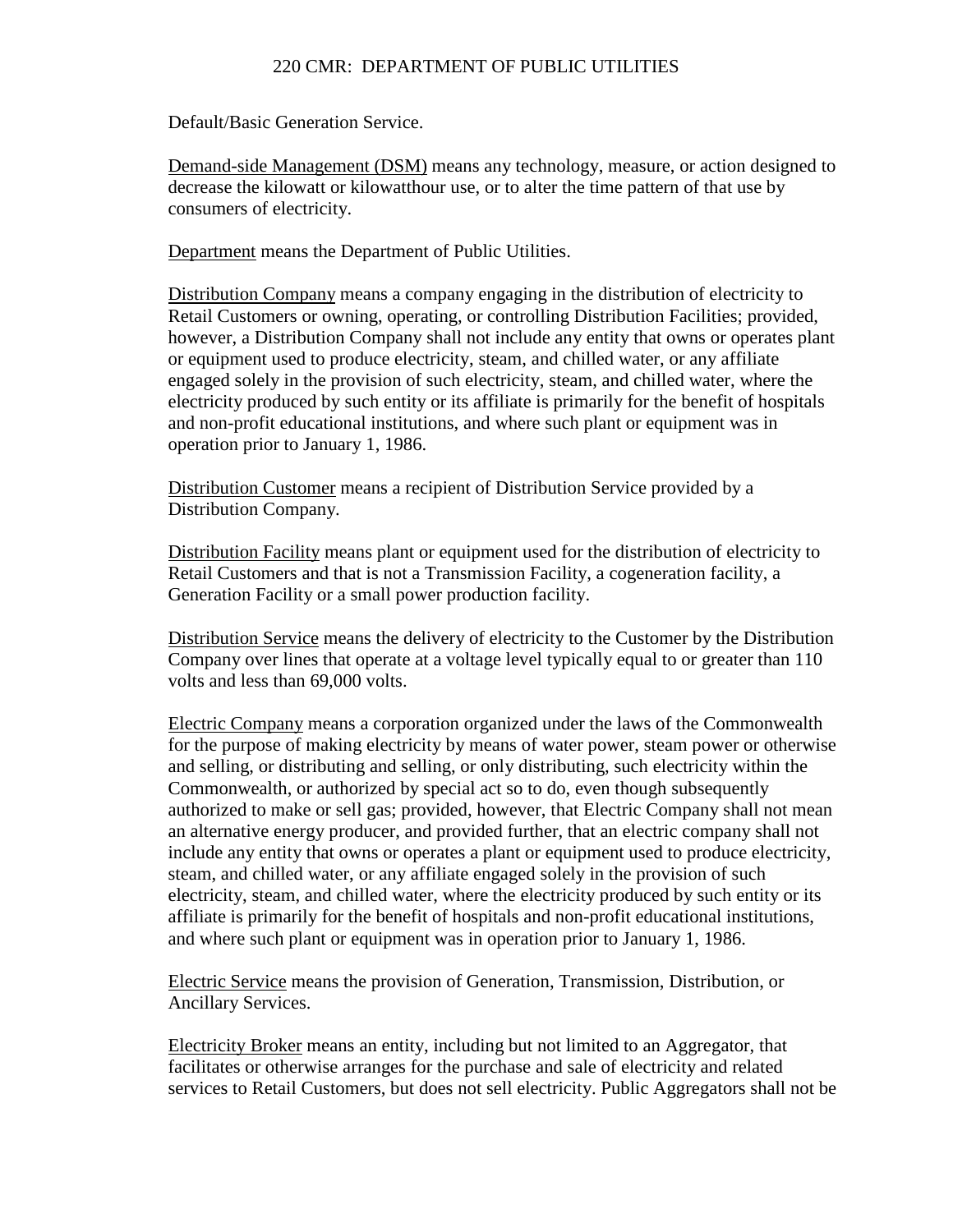Default/Basic Generation Service.

Demand-side Management (DSM) means any technology, measure, or action designed to decrease the kilowatt or kilowatthour use, or to alter the time pattern of that use by consumers of electricity.

Department means the Department of Public Utilities.

Distribution Company means a company engaging in the distribution of electricity to Retail Customers or owning, operating, or controlling Distribution Facilities; provided, however, a Distribution Company shall not include any entity that owns or operates plant or equipment used to produce electricity, steam, and chilled water, or any affiliate engaged solely in the provision of such electricity, steam, and chilled water, where the electricity produced by such entity or its affiliate is primarily for the benefit of hospitals and non-profit educational institutions, and where such plant or equipment was in operation prior to January 1, 1986.

Distribution Customer means a recipient of Distribution Service provided by a Distribution Company.

Distribution Facility means plant or equipment used for the distribution of electricity to Retail Customers and that is not a Transmission Facility, a cogeneration facility, a Generation Facility or a small power production facility.

Distribution Service means the delivery of electricity to the Customer by the Distribution Company over lines that operate at a voltage level typically equal to or greater than 110 volts and less than 69,000 volts.

Electric Company means a corporation organized under the laws of the Commonwealth for the purpose of making electricity by means of water power, steam power or otherwise and selling, or distributing and selling, or only distributing, such electricity within the Commonwealth, or authorized by special act so to do, even though subsequently authorized to make or sell gas; provided, however, that Electric Company shall not mean an alternative energy producer, and provided further, that an electric company shall not include any entity that owns or operates a plant or equipment used to produce electricity, steam, and chilled water, or any affiliate engaged solely in the provision of such electricity, steam, and chilled water, where the electricity produced by such entity or its affiliate is primarily for the benefit of hospitals and non-profit educational institutions, and where such plant or equipment was in operation prior to January 1, 1986.

Electric Service means the provision of Generation, Transmission, Distribution, or Ancillary Services.

Electricity Broker means an entity, including but not limited to an Aggregator, that facilitates or otherwise arranges for the purchase and sale of electricity and related services to Retail Customers, but does not sell electricity. Public Aggregators shall not be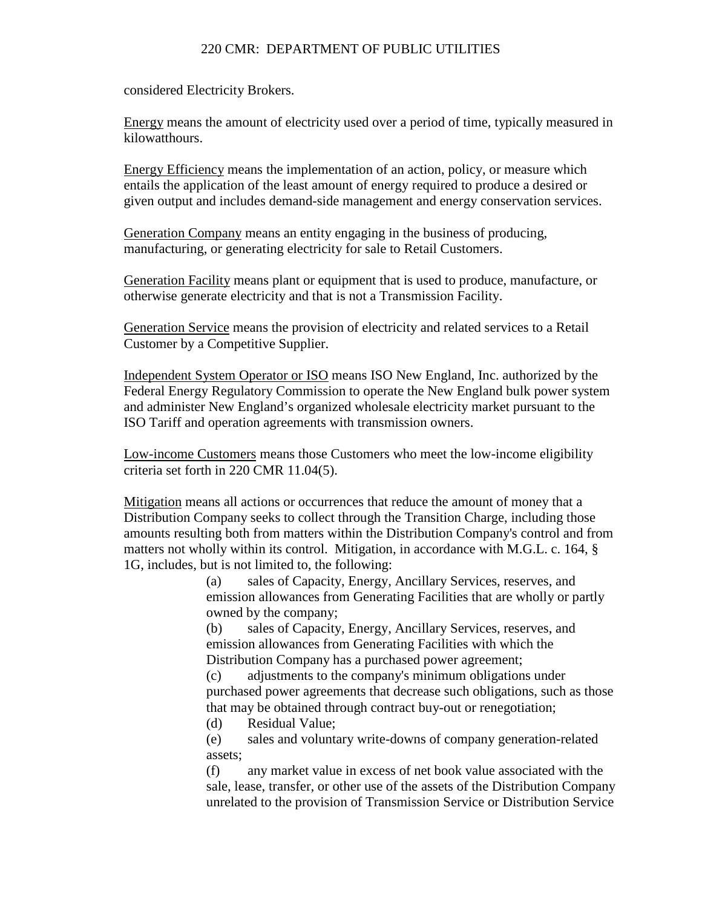considered Electricity Brokers.

<u>Energy</u> means the amount of electricity used over a period of time, typically measured in kilowatthours.

<u>Energy Efficiency</u> means the implementation of an action, policy, or measure which entails the application of the least amount of energy required to produce a desired or given output and includes demand-side management and energy conservation services.

<u>Generation Company</u> means an entity engaging in the business of producing, manufacturing, or generating electricity for sale to Retail Customers.

<u>Generation Facility</u> means plant or equipment that is used to produce, manufacture, or otherwise generate electricity and that is not a Transmission Facility.

<u>Generation Service</u> means the provision of electricity and related services to a Retail Customer by a Competitive Supplier.

<u>Independent System Operator or ISO</u> means ISO New England, Inc. authorized by the Federal Energy Regulatory Commission to operate the New England bulk power system and administer New England's organized wholesale electricity market pursuant to the ISO Tariff and operation agreements with transmission owners.

<u>Low-income Customers</u> means those Customers who meet the low-income eligibility criteria set forth in 220 CMR 11.04(5).

<u>Mitigation</u> means all actions or occurrences that reduce the amount of money that a Distribution Company seeks to collect through the Transition Charge, including those amounts resulting both from matters within the Distribution Company's control and from matters not wholly within its control. Mitigation, in accordance with M.G.L. c. 164, § 1G, includes, but is not limited to, the following:

(a) sales of Capacity, Energy, Ancillary Services, reserves, and emission allowances from Generating Facilities that are wholly or partly owned by the company;

(b) sales of Capacity, Energy, Ancillary Services, reserves, and emission allowances from Generating Facilities with which the Distribution Company has a purchased power agreement;

(c) adjustments to the company's minimum obligations under purchased power agreements that decrease such obligations, such as those that may be obtained through contract buy-out or renegotiation;

(d) Residual Value;

(e) sales and voluntary write-downs of company generation-related assets;

(f) any market value in excess of net book value associated with the sale, lease, transfer, or other use of the assets of the Distribution Company unrelated to the provision of Transmission Service or Distribution Service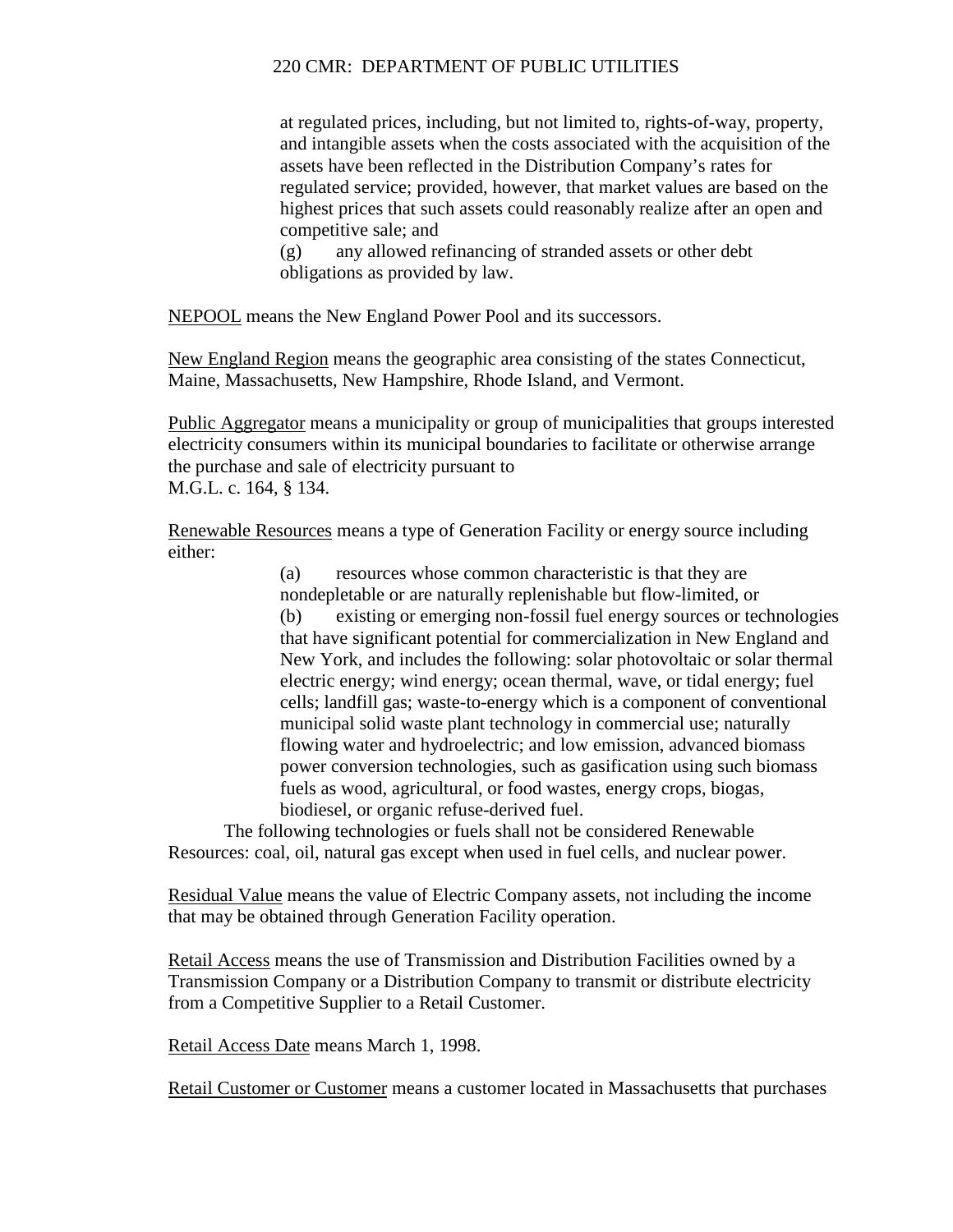at regulated prices, including, but not limited to, rights-of-way, property, and intangible assets when the costs associated with the acquisition of the assets have been reflected in the Distribution Company's rates for regulated service; provided, however, that market values are based on the highest prices that such assets could reasonably realize after an open and competitive sale; and

(g) any allowed refinancing of stranded assets or other debt obligations as provided by law.

NEPOOL means the New England Power Pool and its successors.

New England Region means the geographic area consisting of the states Connecticut, Maine, Massachusetts, New Hampshire, Rhode Island, and Vermont.

Public Aggregator means a municipality or group of municipalities that groups interested electricity consumers within its municipal boundaries to facilitate or otherwise arrange the purchase and sale of electricity pursuant to M.G.L. c. 164, § 134.

Renewable Resources means a type of Generation Facility or energy source including either:

(a) resources whose common characteristic is that they are nondepletable or are naturally replenishable but flow-limited, or

(b) existing or emerging non-fossil fuel energy sources or technologies that have significant potential for commercialization in New England and New York, and includes the following: solar photovoltaic or solar thermal electric energy; wind energy; ocean thermal, wave, or tidal energy; fuel cells; landfill gas; waste-to-energy which is a component of conventional municipal solid waste plant technology in commercial use; naturally flowing water and hydroelectric; and low emission, advanced biomass power conversion technologies, such as gasification using such biomass fuels as wood, agricultural, or food wastes, energy crops, biogas, biodiesel, or organic refuse-derived fuel.

The following technologies or fuels shall not be considered Renewable Resources: coal, oil, natural gas except when used in fuel cells, and nuclear power.

Residual Value means the value of Electric Company assets, not including the income that may be obtained through Generation Facility operation.

Retail Access means the use of Transmission and Distribution Facilities owned by a Transmission Company or a Distribution Company to transmit or distribute electricity from a Competitive Supplier to a Retail Customer.

Retail Access Date means March 1, 1998.

Retail Customer or Customer means a customer located in Massachusetts that purchases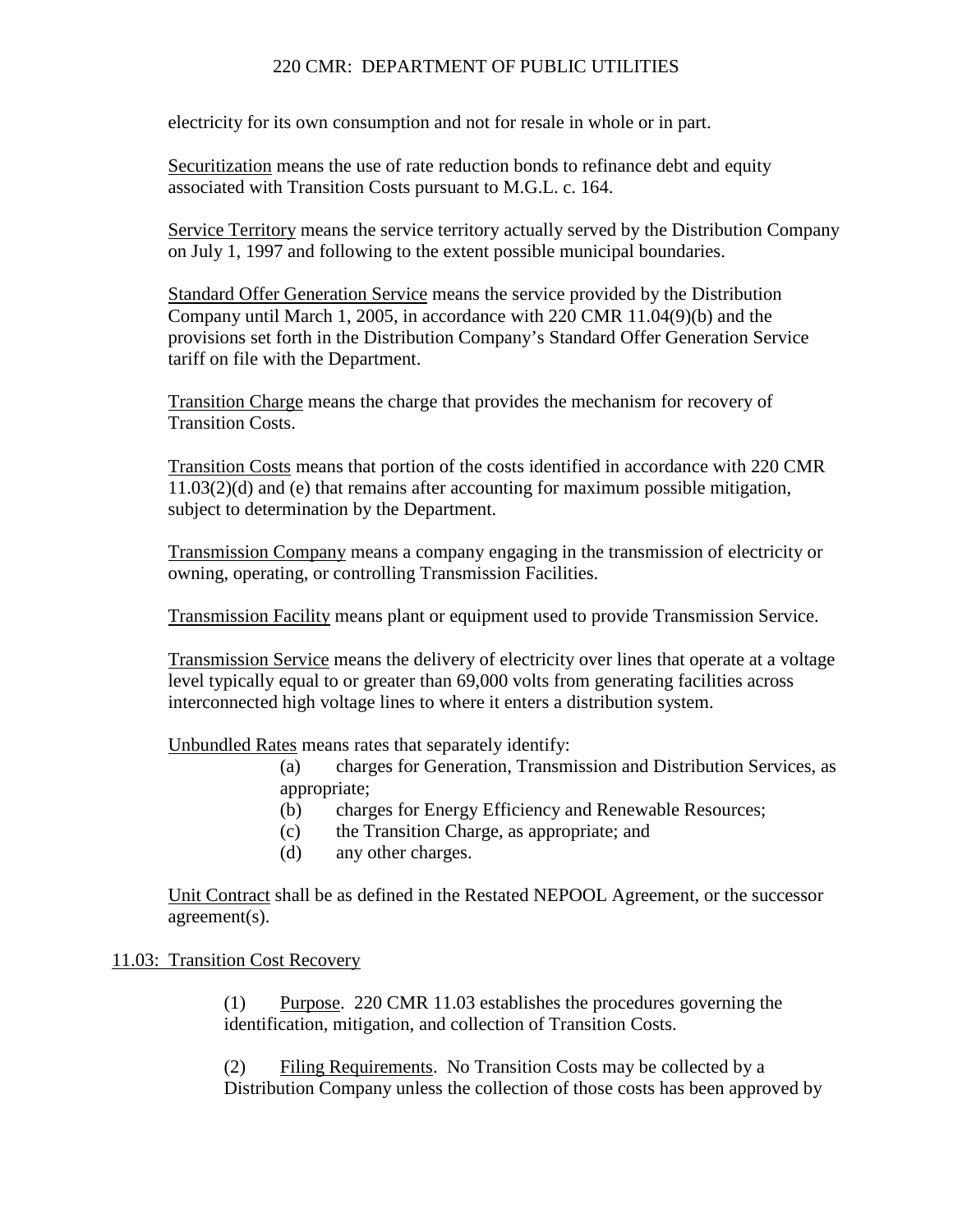electricity for its own consumption and not for resale in whole or in part.

Securitization means the use of rate reduction bonds to refinance debt and equity associated with Transition Costs pursuant to M.G.L. c. 164.

Service Territory means the service territory actually served by the Distribution Company on July 1, 1997 and following to the extent possible municipal boundaries.

Standard Offer Generation Service means the service provided by the Distribution Company until March 1, 2005, in accordance with 220 CMR 11.04(9)(b) and the provisions set forth in the Distribution Company's Standard Offer Generation Service tariff on file with the Department.

Transition Charge means the charge that provides the mechanism for recovery of Transition Costs.

Transition Costs means that portion of the costs identified in accordance with 220 CMR 11.03(2)(d) and (e) that remains after accounting for maximum possible mitigation, subject to determination by the Department.

Transmission Company means a company engaging in the transmission of electricity or owning, operating, or controlling Transmission Facilities.

Transmission Facility means plant or equipment used to provide Transmission Service.

Transmission Service means the delivery of electricity over lines that operate at a voltage level typically equal to or greater than 69,000 volts from generating facilities across interconnected high voltage lines to where it enters a distribution system.

Unbundled Rates means rates that separately identify:

(a) charges for Generation, Transmission and Distribution Services, as appropriate;
(b) charges for Energy Efficiency and Renewable Resources;
(c) the Transition Charge, as appropriate; and
(d) any other charges.

Unit Contract shall be as defined in the Restated NEPOOL Agreement, or the successor agreement(s).

## 11.03: Transition Cost Recovery

(1) Purpose. 220 CMR 11.03 establishes the procedures governing the identification, mitigation, and collection of Transition Costs.

(2) Filing Requirements. No Transition Costs may be collected by a Distribution Company unless the collection of those costs has been approved by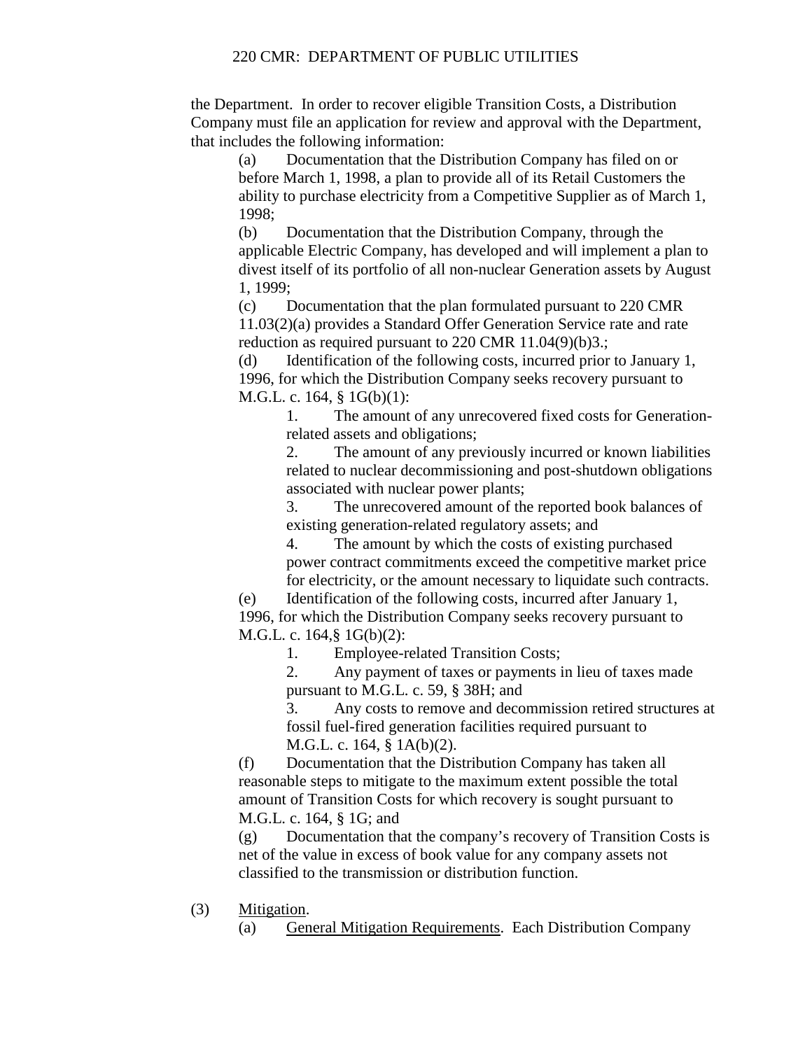the Department. In order to recover eligible Transition Costs, a Distribution Company must file an application for review and approval with the Department, that includes the following information:

(a) Documentation that the Distribution Company has filed on or before March 1, 1998, a plan to provide all of its Retail Customers the ability to purchase electricity from a Competitive Supplier as of March 1, 1998;

(b) Documentation that the Distribution Company, through the applicable Electric Company, has developed and will implement a plan to divest itself of its portfolio of all non-nuclear Generation assets by August 1, 1999;

(c) Documentation that the plan formulated pursuant to 220 CMR 11.03(2)(a) provides a Standard Offer Generation Service rate and rate reduction as required pursuant to 220 CMR 11.04(9)(b)3.;

(d) Identification of the following costs, incurred prior to January 1, 1996, for which the Distribution Company seeks recovery pursuant to M.G.L. c. 164, § 1G(b)(1):

1. The amount of any unrecovered fixed costs for Generation-related assets and obligations;

2. The amount of any previously incurred or known liabilities related to nuclear decommissioning and post-shutdown obligations associated with nuclear power plants;

3. The unrecovered amount of the reported book balances of existing generation-related regulatory assets; and

4. The amount by which the costs of existing purchased power contract commitments exceed the competitive market price for electricity, or the amount necessary to liquidate such contracts.

(e) Identification of the following costs, incurred after January 1, 1996, for which the Distribution Company seeks recovery pursuant to M.G.L. c. 164,§ 1G(b)(2):

1. Employee-related Transition Costs;

2. Any payment of taxes or payments in lieu of taxes made pursuant to M.G.L. c. 59, § 38H; and

3. Any costs to remove and decommission retired structures at fossil fuel-fired generation facilities required pursuant to M.G.L. c. 164, § 1A(b)(2).

(f) Documentation that the Distribution Company has taken all reasonable steps to mitigate to the maximum extent possible the total amount of Transition Costs for which recovery is sought pursuant to M.G.L. c. 164, § 1G; and

(g) Documentation that the company's recovery of Transition Costs is net of the value in excess of book value for any company assets not classified to the transmission or distribution function.

(3) Mitigation.

(a) General Mitigation Requirements. Each Distribution Company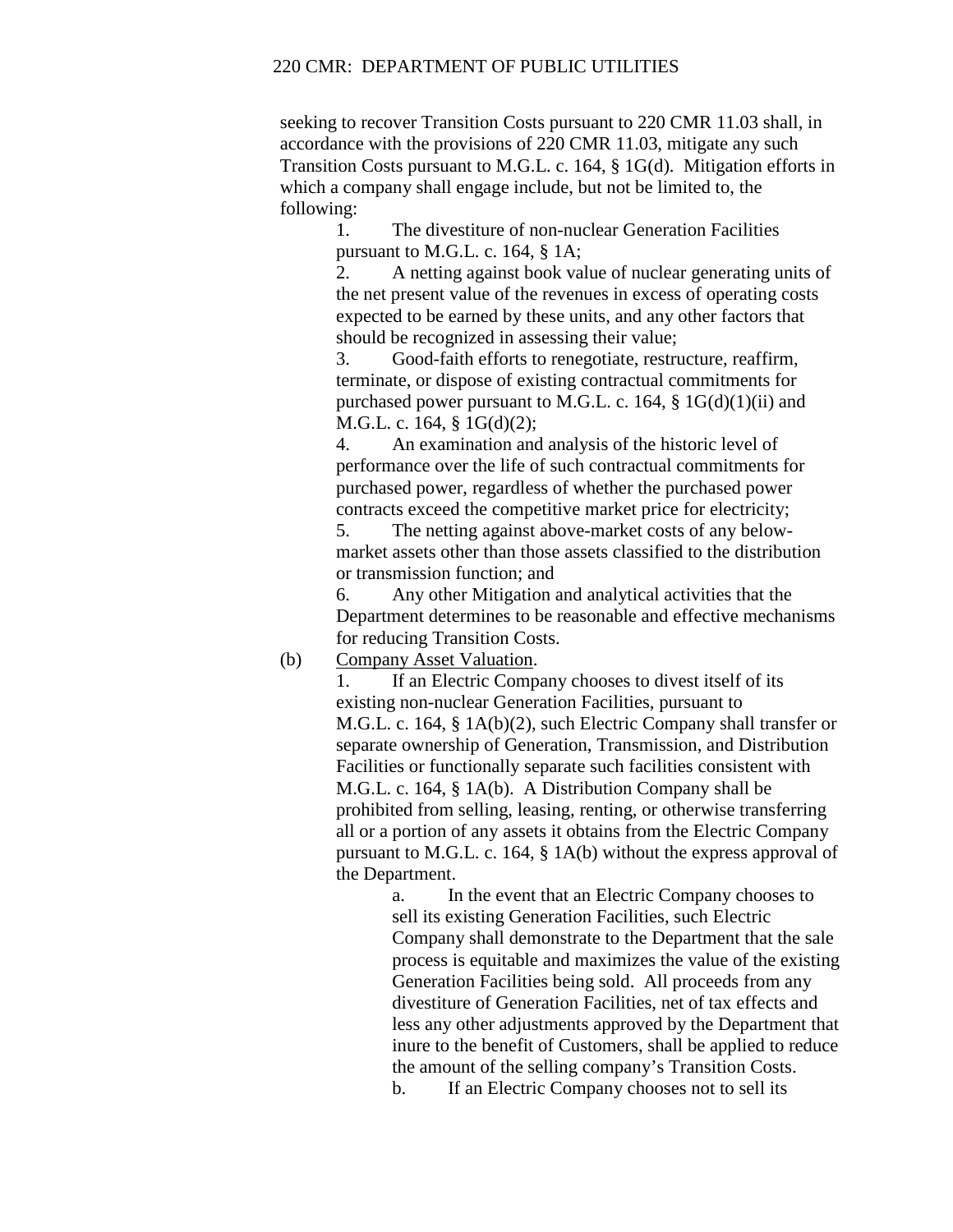seeking to recover Transition Costs pursuant to 220 CMR 11.03 shall, in accordance with the provisions of 220 CMR 11.03, mitigate any such Transition Costs pursuant to M.G.L. c. 164, § 1G(d). Mitigation efforts in which a company shall engage include, but not be limited to, the following:

1. The divestiture of non-nuclear Generation Facilities pursuant to M.G.L. c. 164, § 1A;
2. A netting against book value of nuclear generating units of the net present value of the revenues in excess of operating costs expected to be earned by these units, and any other factors that should be recognized in assessing their value;
3. Good-faith efforts to renegotiate, restructure, reaffirm, terminate, or dispose of existing contractual commitments for purchased power pursuant to M.G.L. c. 164, § 1G(d)(1)(ii) and M.G.L. c. 164, § 1G(d)(2);
4. An examination and analysis of the historic level of performance over the life of such contractual commitments for purchased power, regardless of whether the purchased power contracts exceed the competitive market price for electricity;
5. The netting against above-market costs of any below-market assets other than those assets classified to the distribution or transmission function; and
6. Any other Mitigation and analytical activities that the Department determines to be reasonable and effective mechanisms for reducing Transition Costs.

(b) Company Asset Valuation.

1. If an Electric Company chooses to divest itself of its existing non-nuclear Generation Facilities, pursuant to M.G.L. c. 164, § 1A(b)(2), such Electric Company shall transfer or separate ownership of Generation, Transmission, and Distribution Facilities or functionally separate such facilities consistent with M.G.L. c. 164, § 1A(b). A Distribution Company shall be prohibited from selling, leasing, renting, or otherwise transferring all or a portion of any assets it obtains from the Electric Company pursuant to M.G.L. c. 164, § 1A(b) without the express approval of the Department.

   a. In the event that an Electric Company chooses to sell its existing Generation Facilities, such Electric Company shall demonstrate to the Department that the sale process is equitable and maximizes the value of the existing Generation Facilities being sold. All proceeds from any divestiture of Generation Facilities, net of tax effects and less any other adjustments approved by the Department that inure to the benefit of Customers, shall be applied to reduce the amount of the selling company's Transition Costs.

   b. If an Electric Company chooses not to sell its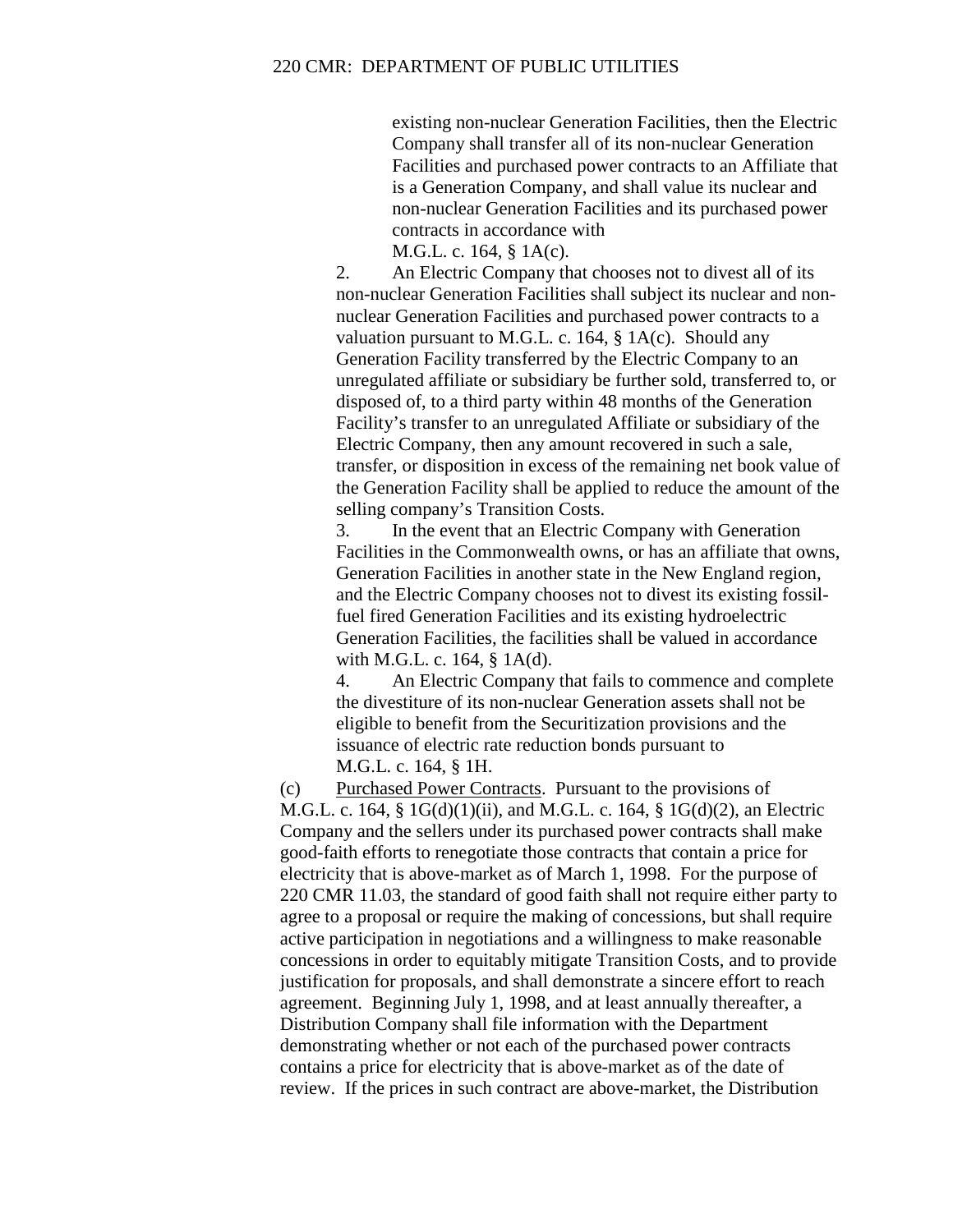existing non-nuclear Generation Facilities, then the Electric Company shall transfer all of its non-nuclear Generation Facilities and purchased power contracts to an Affiliate that is a Generation Company, and shall value its nuclear and non-nuclear Generation Facilities and its purchased power contracts in accordance with M.G.L. c. 164, § 1A(c).

2. An Electric Company that chooses not to divest all of its non-nuclear Generation Facilities shall subject its nuclear and non-nuclear Generation Facilities and purchased power contracts to a valuation pursuant to M.G.L. c. 164, § 1A(c). Should any Generation Facility transferred by the Electric Company to an unregulated affiliate or subsidiary be further sold, transferred to, or disposed of, to a third party within 48 months of the Generation Facility's transfer to an unregulated Affiliate or subsidiary of the Electric Company, then any amount recovered in such a sale, transfer, or disposition in excess of the remaining net book value of the Generation Facility shall be applied to reduce the amount of the selling company's Transition Costs.

3. In the event that an Electric Company with Generation Facilities in the Commonwealth owns, or has an affiliate that owns, Generation Facilities in another state in the New England region, and the Electric Company chooses not to divest its existing fossil-fuel fired Generation Facilities and its existing hydroelectric Generation Facilities, the facilities shall be valued in accordance with M.G.L. c. 164, § 1A(d).

4. An Electric Company that fails to commence and complete the divestiture of its non-nuclear Generation assets shall not be eligible to benefit from the Securitization provisions and the issuance of electric rate reduction bonds pursuant to M.G.L. c. 164, § 1H.

(c) Purchased Power Contracts. Pursuant to the provisions of M.G.L. c. 164, § 1G(d)(1)(ii), and M.G.L. c. 164, § 1G(d)(2), an Electric Company and the sellers under its purchased power contracts shall make good-faith efforts to renegotiate those contracts that contain a price for electricity that is above-market as of March 1, 1998. For the purpose of 220 CMR 11.03, the standard of good faith shall not require either party to agree to a proposal or require the making of concessions, but shall require active participation in negotiations and a willingness to make reasonable concessions in order to equitably mitigate Transition Costs, and to provide justification for proposals, and shall demonstrate a sincere effort to reach agreement. Beginning July 1, 1998, and at least annually thereafter, a Distribution Company shall file information with the Department demonstrating whether or not each of the purchased power contracts contains a price for electricity that is above-market as of the date of review. If the prices in such contract are above-market, the Distribution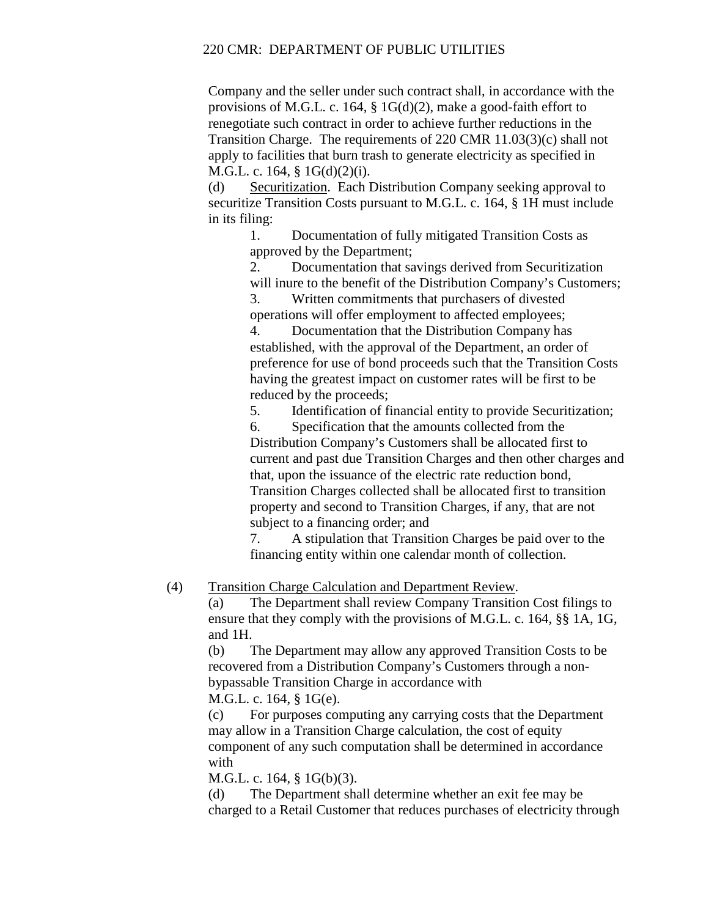Company and the seller under such contract shall, in accordance with the provisions of M.G.L. c. 164, § 1G(d)(2), make a good-faith effort to renegotiate such contract in order to achieve further reductions in the Transition Charge. The requirements of 220 CMR 11.03(3)(c) shall not apply to facilities that burn trash to generate electricity as specified in M.G.L. c. 164, § 1G(d)(2)(i).

(d) Securitization. Each Distribution Company seeking approval to securitize Transition Costs pursuant to M.G.L. c. 164, § 1H must include in its filing:

1. Documentation of fully mitigated Transition Costs as approved by the Department;
2. Documentation that savings derived from Securitization will inure to the benefit of the Distribution Company's Customers;
3. Written commitments that purchasers of divested operations will offer employment to affected employees;
4. Documentation that the Distribution Company has established, with the approval of the Department, an order of preference for use of bond proceeds such that the Transition Costs having the greatest impact on customer rates will be first to be reduced by the proceeds;
5. Identification of financial entity to provide Securitization;
6. Specification that the amounts collected from the Distribution Company's Customers shall be allocated first to current and past due Transition Charges and then other charges and that, upon the issuance of the electric rate reduction bond, Transition Charges collected shall be allocated first to transition property and second to Transition Charges, if any, that are not subject to a financing order; and
7. A stipulation that Transition Charges be paid over to the financing entity within one calendar month of collection.

(4) Transition Charge Calculation and Department Review.

(a) The Department shall review Company Transition Cost filings to ensure that they comply with the provisions of M.G.L. c. 164, §§ 1A, 1G, and 1H.

(b) The Department may allow any approved Transition Costs to be recovered from a Distribution Company's Customers through a non-bypassable Transition Charge in accordance with M.G.L. c. 164, § 1G(e).

(c) For purposes computing any carrying costs that the Department may allow in a Transition Charge calculation, the cost of equity component of any such computation shall be determined in accordance with M.G.L. c. 164, § 1G(b)(3).

(d) The Department shall determine whether an exit fee may be charged to a Retail Customer that reduces purchases of electricity through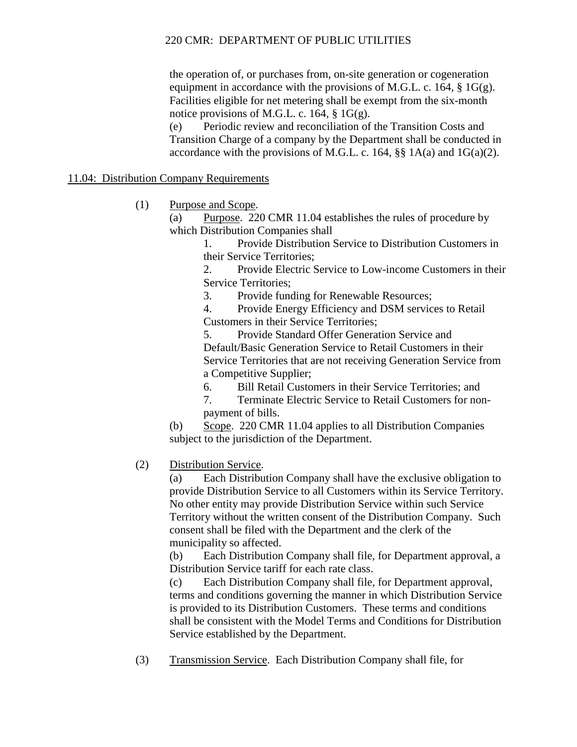the operation of, or purchases from, on-site generation or cogeneration equipment in accordance with the provisions of M.G.L. c. 164, § 1G(g). Facilities eligible for net metering shall be exempt from the six-month notice provisions of M.G.L. c. 164, § 1G(g).

(e) Periodic review and reconciliation of the Transition Costs and Transition Charge of a company by the Department shall be conducted in accordance with the provisions of M.G.L. c. 164, §§ 1A(a) and 1G(a)(2).

## 11.04: Distribution Company Requirements

(1) Purpose and Scope.

(a) Purpose. 220 CMR 11.04 establishes the rules of procedure by which Distribution Companies shall

1. Provide Distribution Service to Distribution Customers in their Service Territories;
2. Provide Electric Service to Low-income Customers in their Service Territories;
3. Provide funding for Renewable Resources;
4. Provide Energy Efficiency and DSM services to Retail Customers in their Service Territories;
5. Provide Standard Offer Generation Service and Default/Basic Generation Service to Retail Customers in their Service Territories that are not receiving Generation Service from a Competitive Supplier;
6. Bill Retail Customers in their Service Territories; and
7. Terminate Electric Service to Retail Customers for non-payment of bills.

(b) Scope. 220 CMR 11.04 applies to all Distribution Companies subject to the jurisdiction of the Department.

(2) Distribution Service.

(a) Each Distribution Company shall have the exclusive obligation to provide Distribution Service to all Customers within its Service Territory. No other entity may provide Distribution Service within such Service Territory without the written consent of the Distribution Company. Such consent shall be filed with the Department and the clerk of the municipality so affected.

(b) Each Distribution Company shall file, for Department approval, a Distribution Service tariff for each rate class.

(c) Each Distribution Company shall file, for Department approval, terms and conditions governing the manner in which Distribution Service is provided to its Distribution Customers. These terms and conditions shall be consistent with the Model Terms and Conditions for Distribution Service established by the Department.

(3) Transmission Service. Each Distribution Company shall file, for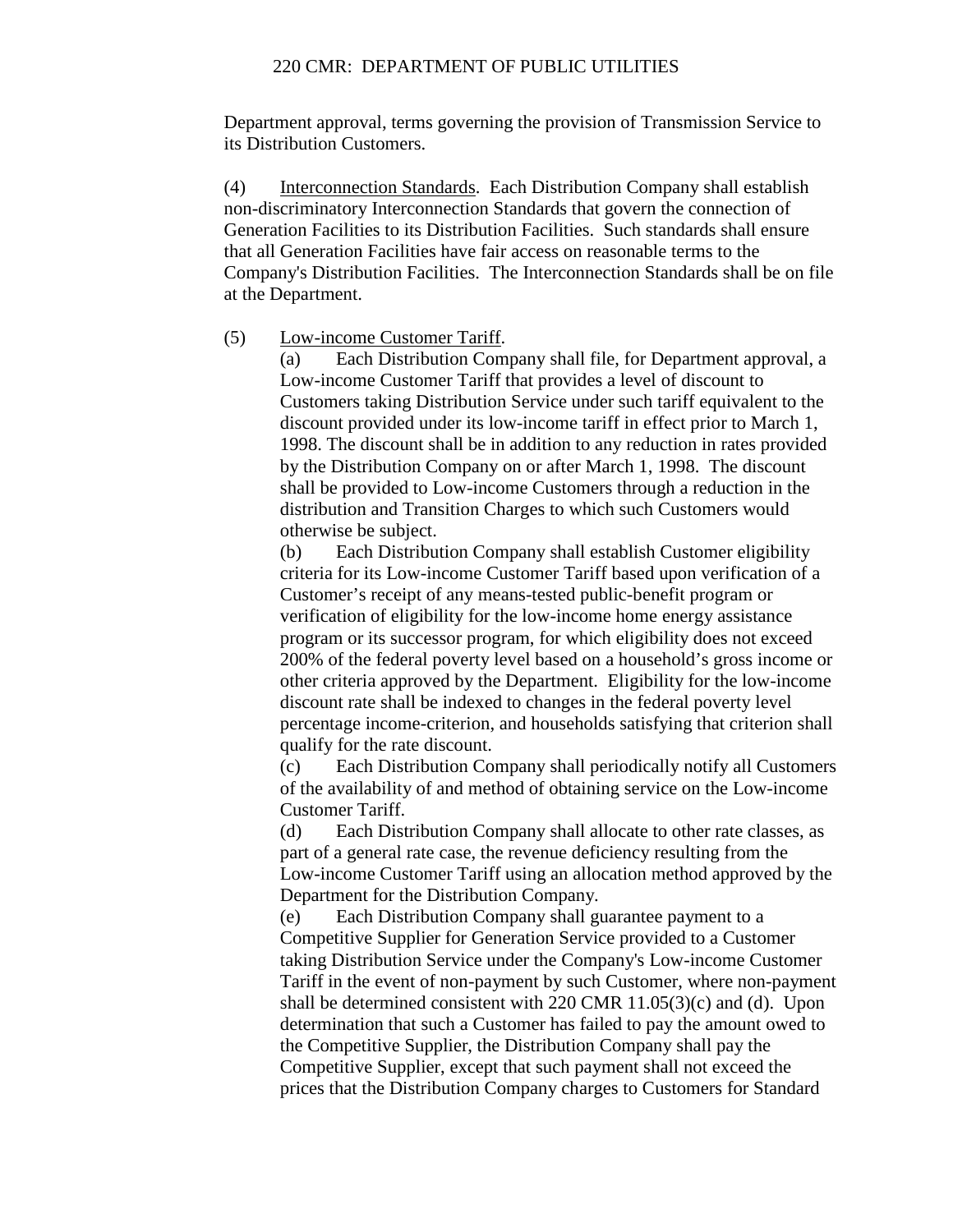Department approval, terms governing the provision of Transmission Service to its Distribution Customers.

(4) Interconnection Standards. Each Distribution Company shall establish non-discriminatory Interconnection Standards that govern the connection of Generation Facilities to its Distribution Facilities. Such standards shall ensure that all Generation Facilities have fair access on reasonable terms to the Company's Distribution Facilities. The Interconnection Standards shall be on file at the Department.

(5) Low-income Customer Tariff.

(a) Each Distribution Company shall file, for Department approval, a Low-income Customer Tariff that provides a level of discount to Customers taking Distribution Service under such tariff equivalent to the discount provided under its low-income tariff in effect prior to March 1, 1998. The discount shall be in addition to any reduction in rates provided by the Distribution Company on or after March 1, 1998. The discount shall be provided to Low-income Customers through a reduction in the distribution and Transition Charges to which such Customers would otherwise be subject.

(b) Each Distribution Company shall establish Customer eligibility criteria for its Low-income Customer Tariff based upon verification of a Customer’s receipt of any means-tested public-benefit program or verification of eligibility for the low-income home energy assistance program or its successor program, for which eligibility does not exceed 200% of the federal poverty level based on a household’s gross income or other criteria approved by the Department. Eligibility for the low-income discount rate shall be indexed to changes in the federal poverty level percentage income-criterion, and households satisfying that criterion shall qualify for the rate discount.

(c) Each Distribution Company shall periodically notify all Customers of the availability of and method of obtaining service on the Low-income Customer Tariff.

(d) Each Distribution Company shall allocate to other rate classes, as part of a general rate case, the revenue deficiency resulting from the Low-income Customer Tariff using an allocation method approved by the Department for the Distribution Company.

(e) Each Distribution Company shall guarantee payment to a Competitive Supplier for Generation Service provided to a Customer taking Distribution Service under the Company's Low-income Customer Tariff in the event of non-payment by such Customer, where non-payment shall be determined consistent with 220 CMR 11.05(3)(c) and (d). Upon determination that such a Customer has failed to pay the amount owed to the Competitive Supplier, the Distribution Company shall pay the Competitive Supplier, except that such payment shall not exceed the prices that the Distribution Company charges to Customers for Standard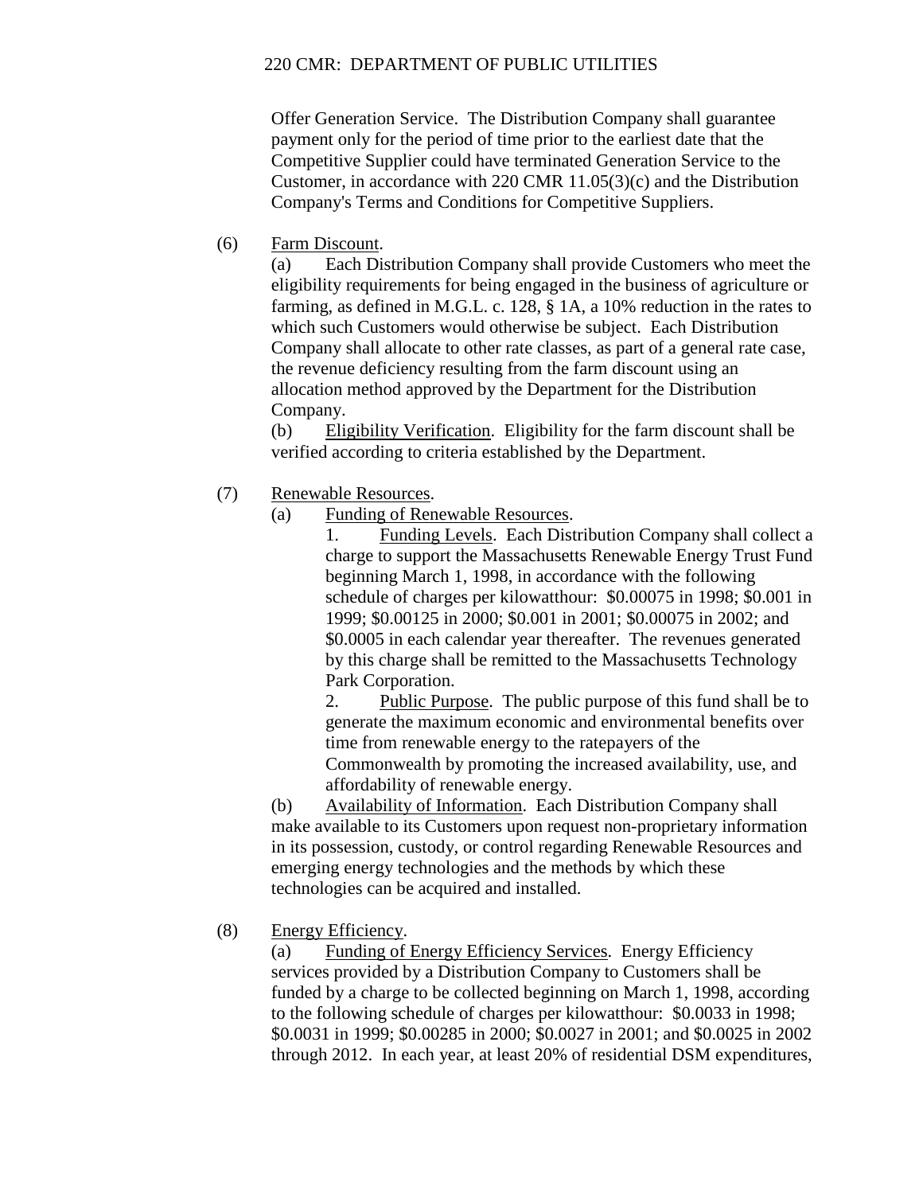Offer Generation Service. The Distribution Company shall guarantee payment only for the period of time prior to the earliest date that the Competitive Supplier could have terminated Generation Service to the Customer, in accordance with 220 CMR 11.05(3)(c) and the Distribution Company's Terms and Conditions for Competitive Suppliers.

(6) Farm Discount.

(a) Each Distribution Company shall provide Customers who meet the eligibility requirements for being engaged in the business of agriculture or farming, as defined in M.G.L. c. 128, § 1A, a 10% reduction in the rates to which such Customers would otherwise be subject. Each Distribution Company shall allocate to other rate classes, as part of a general rate case, the revenue deficiency resulting from the farm discount using an allocation method approved by the Department for the Distribution Company.

(b) Eligibility Verification. Eligibility for the farm discount shall be verified according to criteria established by the Department.

(7) Renewable Resources.

(a) Funding of Renewable Resources.

1. Funding Levels. Each Distribution Company shall collect a charge to support the Massachusetts Renewable Energy Trust Fund beginning March 1, 1998, in accordance with the following schedule of charges per kilowatthour: \$0.00075 in 1998; \$0.001 in 1999; \$0.00125 in 2000; \$0.001 in 2001; \$0.00075 in 2002; and \$0.0005 in each calendar year thereafter. The revenues generated by this charge shall be remitted to the Massachusetts Technology Park Corporation.

2. Public Purpose. The public purpose of this fund shall be to generate the maximum economic and environmental benefits over time from renewable energy to the ratepayers of the Commonwealth by promoting the increased availability, use, and affordability of renewable energy.

(b) Availability of Information. Each Distribution Company shall make available to its Customers upon request non-proprietary information in its possession, custody, or control regarding Renewable Resources and emerging energy technologies and the methods by which these technologies can be acquired and installed.

(8) Energy Efficiency.

(a) Funding of Energy Efficiency Services. Energy Efficiency services provided by a Distribution Company to Customers shall be funded by a charge to be collected beginning on March 1, 1998, according to the following schedule of charges per kilowatthour: \$0.0033 in 1998; \$0.0031 in 1999; \$0.00285 in 2000; \$0.0027 in 2001; and \$0.0025 in 2002 through 2012. In each year, at least 20% of residential DSM expenditures,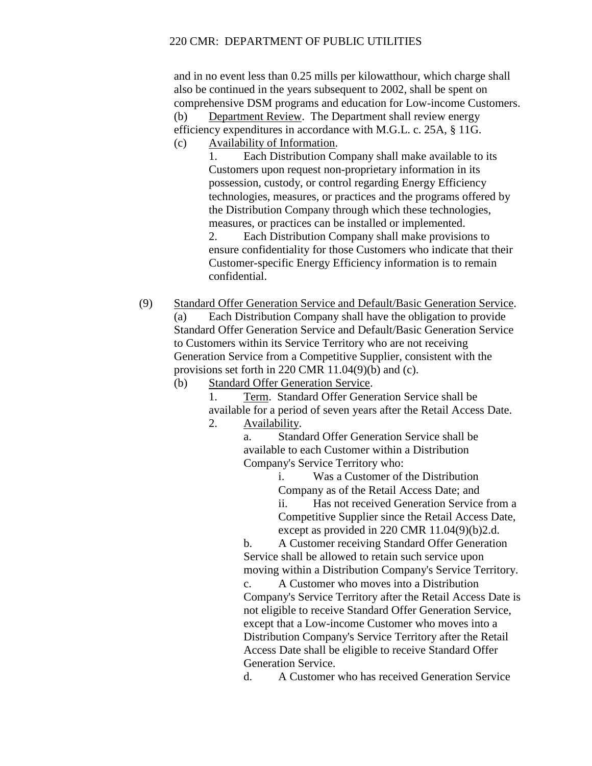and in no event less than 0.25 mills per kilowatthour, which charge shall also be continued in the years subsequent to 2002, shall be spent on comprehensive DSM programs and education for Low-income Customers.

(b) Department Review. The Department shall review energy efficiency expenditures in accordance with M.G.L. c. 25A, § 11G.

(c) Availability of Information.

1. Each Distribution Company shall make available to its Customers upon request non-proprietary information in its possession, custody, or control regarding Energy Efficiency technologies, measures, or practices and the programs offered by the Distribution Company through which these technologies, measures, or practices can be installed or implemented.

2. Each Distribution Company shall make provisions to ensure confidentiality for those Customers who indicate that their Customer-specific Energy Efficiency information is to remain confidential.

(9) Standard Offer Generation Service and Default/Basic Generation Service.

(a) Each Distribution Company shall have the obligation to provide Standard Offer Generation Service and Default/Basic Generation Service to Customers within its Service Territory who are not receiving Generation Service from a Competitive Supplier, consistent with the provisions set forth in 220 CMR 11.04(9)(b) and (c).

(b) Standard Offer Generation Service.

1. Term. Standard Offer Generation Service shall be available for a period of seven years after the Retail Access Date.

2. Availability.

a. Standard Offer Generation Service shall be available to each Customer within a Distribution Company's Service Territory who:

i. Was a Customer of the Distribution Company as of the Retail Access Date; and

ii. Has not received Generation Service from a Competitive Supplier since the Retail Access Date, except as provided in 220 CMR 11.04(9)(b)2.d.

b. A Customer receiving Standard Offer Generation Service shall be allowed to retain such service upon moving within a Distribution Company's Service Territory.

c. A Customer who moves into a Distribution Company's Service Territory after the Retail Access Date is not eligible to receive Standard Offer Generation Service, except that a Low-income Customer who moves into a Distribution Company's Service Territory after the Retail Access Date shall be eligible to receive Standard Offer Generation Service.

d. A Customer who has received Generation Service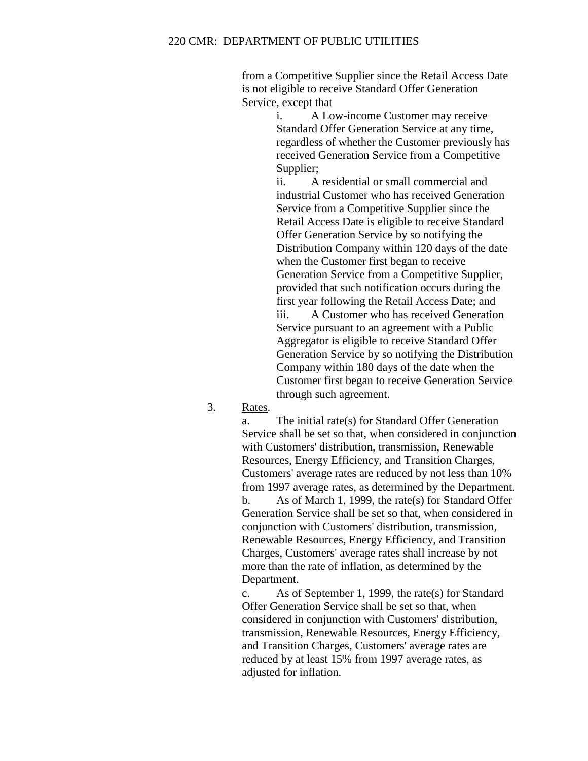from a Competitive Supplier since the Retail Access Date is not eligible to receive Standard Offer Generation Service, except that

i. A Low-income Customer may receive Standard Offer Generation Service at any time, regardless of whether the Customer previously has received Generation Service from a Competitive Supplier;

ii. A residential or small commercial and industrial Customer who has received Generation Service from a Competitive Supplier since the Retail Access Date is eligible to receive Standard Offer Generation Service by so notifying the Distribution Company within 120 days of the date when the Customer first began to receive Generation Service from a Competitive Supplier, provided that such notification occurs during the first year following the Retail Access Date; and

iii. A Customer who has received Generation Service pursuant to an agreement with a Public Aggregator is eligible to receive Standard Offer Generation Service by so notifying the Distribution Company within 180 days of the date when the Customer first began to receive Generation Service through such agreement.

3. Rates.

a. The initial rate(s) for Standard Offer Generation Service shall be set so that, when considered in conjunction with Customers' distribution, transmission, Renewable Resources, Energy Efficiency, and Transition Charges, Customers' average rates are reduced by not less than 10% from 1997 average rates, as determined by the Department.

b. As of March 1, 1999, the rate(s) for Standard Offer Generation Service shall be set so that, when considered in conjunction with Customers' distribution, transmission, Renewable Resources, Energy Efficiency, and Transition Charges, Customers' average rates shall increase by not more than the rate of inflation, as determined by the Department.

c. As of September 1, 1999, the rate(s) for Standard Offer Generation Service shall be set so that, when considered in conjunction with Customers' distribution, transmission, Renewable Resources, Energy Efficiency, and Transition Charges, Customers' average rates are reduced by at least 15% from 1997 average rates, as adjusted for inflation.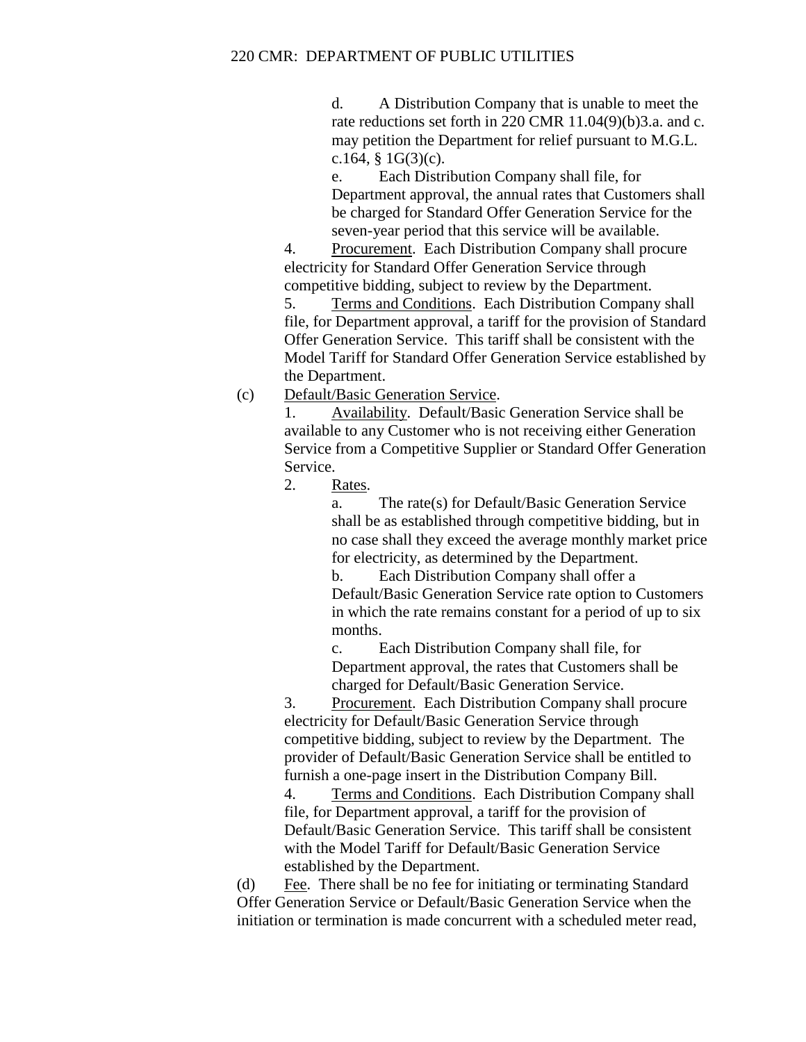d. A Distribution Company that is unable to meet the rate reductions set forth in 220 CMR 11.04(9)(b)3.a. and c. may petition the Department for relief pursuant to M.G.L. c.164, § 1G(3)(c).

e. Each Distribution Company shall file, for Department approval, the annual rates that Customers shall be charged for Standard Offer Generation Service for the seven-year period that this service will be available.

4. Procurement. Each Distribution Company shall procure electricity for Standard Offer Generation Service through competitive bidding, subject to review by the Department.

5. Terms and Conditions. Each Distribution Company shall file, for Department approval, a tariff for the provision of Standard Offer Generation Service. This tariff shall be consistent with the Model Tariff for Standard Offer Generation Service established by the Department.

(c) Default/Basic Generation Service.

1. Availability. Default/Basic Generation Service shall be available to any Customer who is not receiving either Generation Service from a Competitive Supplier or Standard Offer Generation Service.

2. Rates.

a. The rate(s) for Default/Basic Generation Service shall be as established through competitive bidding, but in no case shall they exceed the average monthly market price for electricity, as determined by the Department.

b. Each Distribution Company shall offer a Default/Basic Generation Service rate option to Customers in which the rate remains constant for a period of up to six months.

c. Each Distribution Company shall file, for Department approval, the rates that Customers shall be charged for Default/Basic Generation Service.

3. Procurement. Each Distribution Company shall procure electricity for Default/Basic Generation Service through competitive bidding, subject to review by the Department. The provider of Default/Basic Generation Service shall be entitled to furnish a one-page insert in the Distribution Company Bill.

4. Terms and Conditions. Each Distribution Company shall file, for Department approval, a tariff for the provision of Default/Basic Generation Service. This tariff shall be consistent with the Model Tariff for Default/Basic Generation Service established by the Department.

(d) Fee. There shall be no fee for initiating or terminating Standard Offer Generation Service or Default/Basic Generation Service when the initiation or termination is made concurrent with a scheduled meter read,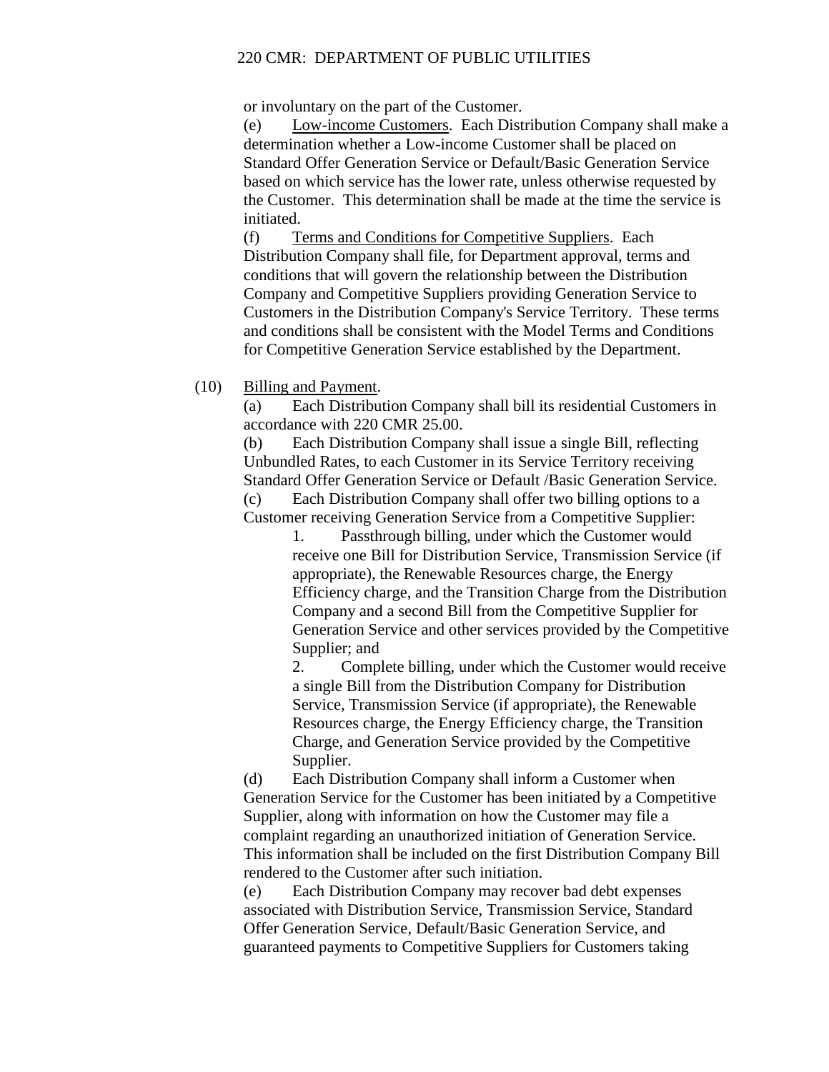or involuntary on the part of the Customer.

(e) Low-income Customers. Each Distribution Company shall make a determination whether a Low-income Customer shall be placed on Standard Offer Generation Service or Default/Basic Generation Service based on which service has the lower rate, unless otherwise requested by the Customer. This determination shall be made at the time the service is initiated.

(f) Terms and Conditions for Competitive Suppliers. Each Distribution Company shall file, for Department approval, terms and conditions that will govern the relationship between the Distribution Company and Competitive Suppliers providing Generation Service to Customers in the Distribution Company's Service Territory. These terms and conditions shall be consistent with the Model Terms and Conditions for Competitive Generation Service established by the Department.

(10) Billing and Payment.

(a) Each Distribution Company shall bill its residential Customers in accordance with 220 CMR 25.00.

(b) Each Distribution Company shall issue a single Bill, reflecting Unbundled Rates, to each Customer in its Service Territory receiving Standard Offer Generation Service or Default /Basic Generation Service.

(c) Each Distribution Company shall offer two billing options to a Customer receiving Generation Service from a Competitive Supplier:

1. Passthrough billing, under which the Customer would receive one Bill for Distribution Service, Transmission Service (if appropriate), the Renewable Resources charge, the Energy Efficiency charge, and the Transition Charge from the Distribution Company and a second Bill from the Competitive Supplier for Generation Service and other services provided by the Competitive Supplier; and

2. Complete billing, under which the Customer would receive a single Bill from the Distribution Company for Distribution Service, Transmission Service (if appropriate), the Renewable Resources charge, the Energy Efficiency charge, the Transition Charge, and Generation Service provided by the Competitive Supplier.

(d) Each Distribution Company shall inform a Customer when Generation Service for the Customer has been initiated by a Competitive Supplier, along with information on how the Customer may file a complaint regarding an unauthorized initiation of Generation Service. This information shall be included on the first Distribution Company Bill rendered to the Customer after such initiation.

(e) Each Distribution Company may recover bad debt expenses associated with Distribution Service, Transmission Service, Standard Offer Generation Service, Default/Basic Generation Service, and guaranteed payments to Competitive Suppliers for Customers taking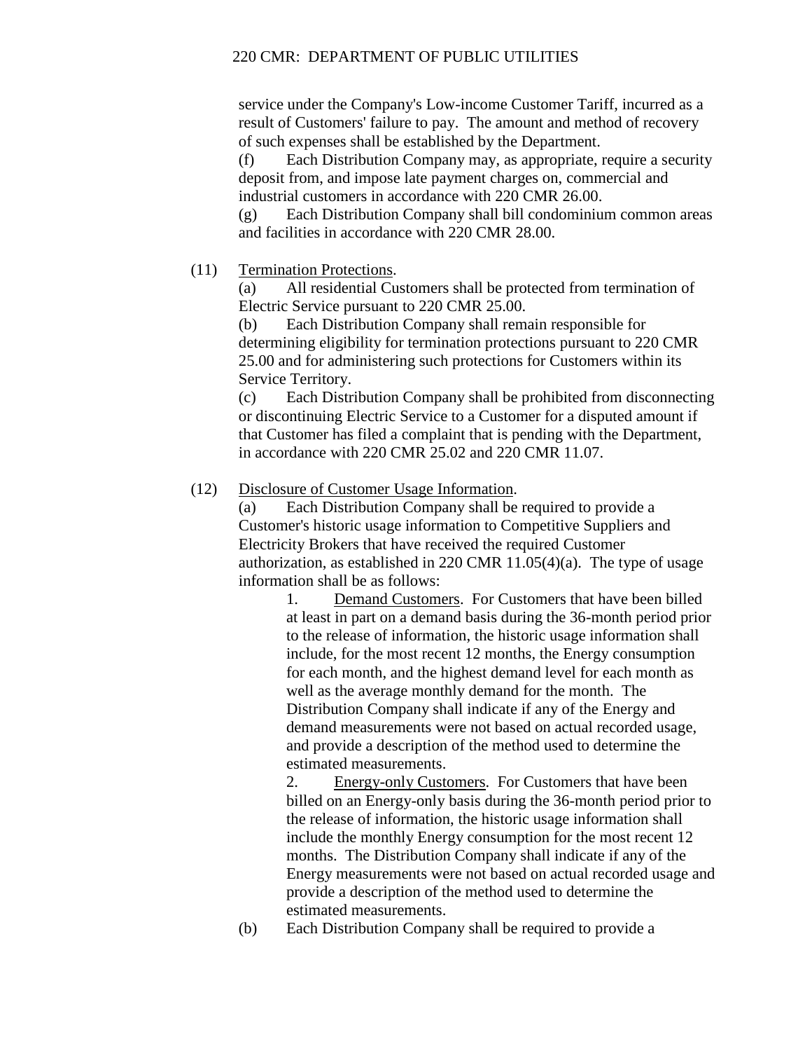service under the Company's Low-income Customer Tariff, incurred as a result of Customers' failure to pay. The amount and method of recovery of such expenses shall be established by the Department.

(f) Each Distribution Company may, as appropriate, require a security deposit from, and impose late payment charges on, commercial and industrial customers in accordance with 220 CMR 26.00.

(g) Each Distribution Company shall bill condominium common areas and facilities in accordance with 220 CMR 28.00.

(11) Termination Protections.

(a) All residential Customers shall be protected from termination of Electric Service pursuant to 220 CMR 25.00.

(b) Each Distribution Company shall remain responsible for determining eligibility for termination protections pursuant to 220 CMR 25.00 and for administering such protections for Customers within its Service Territory.

(c) Each Distribution Company shall be prohibited from disconnecting or discontinuing Electric Service to a Customer for a disputed amount if that Customer has filed a complaint that is pending with the Department, in accordance with 220 CMR 25.02 and 220 CMR 11.07.

(12) Disclosure of Customer Usage Information.

(a) Each Distribution Company shall be required to provide a Customer's historic usage information to Competitive Suppliers and Electricity Brokers that have received the required Customer authorization, as established in 220 CMR 11.05(4)(a). The type of usage information shall be as follows:

1. Demand Customers. For Customers that have been billed at least in part on a demand basis during the 36-month period prior to the release of information, the historic usage information shall include, for the most recent 12 months, the Energy consumption for each month, and the highest demand level for each month as well as the average monthly demand for the month. The Distribution Company shall indicate if any of the Energy and demand measurements were not based on actual recorded usage, and provide a description of the method used to determine the estimated measurements.

2. Energy-only Customers. For Customers that have been billed on an Energy-only basis during the 36-month period prior to the release of information, the historic usage information shall include the monthly Energy consumption for the most recent 12 months. The Distribution Company shall indicate if any of the Energy measurements were not based on actual recorded usage and provide a description of the method used to determine the estimated measurements.

(b) Each Distribution Company shall be required to provide a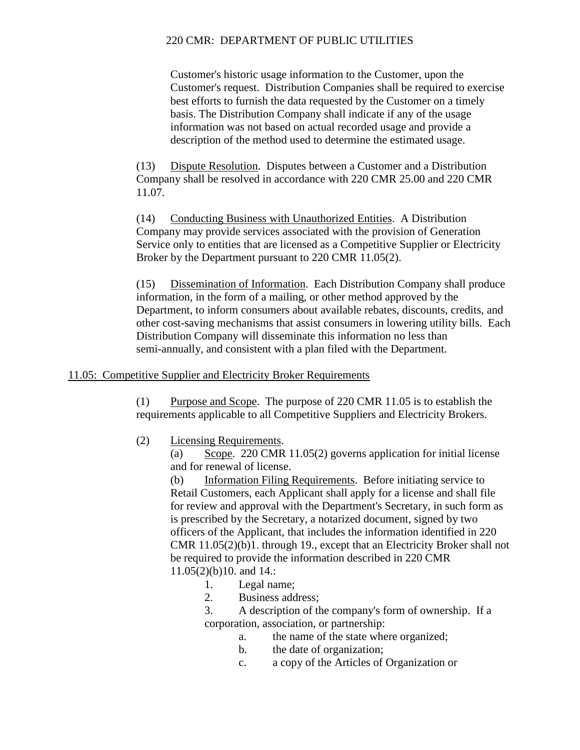Customer's historic usage information to the Customer, upon the Customer's request. Distribution Companies shall be required to exercise best efforts to furnish the data requested by the Customer on a timely basis. The Distribution Company shall indicate if any of the usage information was not based on actual recorded usage and provide a description of the method used to determine the estimated usage.

(13) Dispute Resolution. Disputes between a Customer and a Distribution Company shall be resolved in accordance with 220 CMR 25.00 and 220 CMR 11.07.

(14) Conducting Business with Unauthorized Entities. A Distribution Company may provide services associated with the provision of Generation Service only to entities that are licensed as a Competitive Supplier or Electricity Broker by the Department pursuant to 220 CMR 11.05(2).

(15) Dissemination of Information. Each Distribution Company shall produce information, in the form of a mailing, or other method approved by the Department, to inform consumers about available rebates, discounts, credits, and other cost-saving mechanisms that assist consumers in lowering utility bills. Each Distribution Company will disseminate this information no less than semi-annually, and consistent with a plan filed with the Department.

## 11.05: Competitive Supplier and Electricity Broker Requirements

(1) Purpose and Scope. The purpose of 220 CMR 11.05 is to establish the requirements applicable to all Competitive Suppliers and Electricity Brokers.

(2) Licensing Requirements.

(a) Scope. 220 CMR 11.05(2) governs application for initial license and for renewal of license.

(b) Information Filing Requirements. Before initiating service to Retail Customers, each Applicant shall apply for a license and shall file for review and approval with the Department's Secretary, in such form as is prescribed by the Secretary, a notarized document, signed by two officers of the Applicant, that includes the information identified in 220 CMR 11.05(2)(b)1. through 19., except that an Electricity Broker shall not be required to provide the information described in 220 CMR 11.05(2)(b)10. and 14.:

1. Legal name;
2. Business address;
3. A description of the company's form of ownership. If a corporation, association, or partnership:
    a. the name of the state where organized;
    b. the date of organization;
    c. a copy of the Articles of Organization or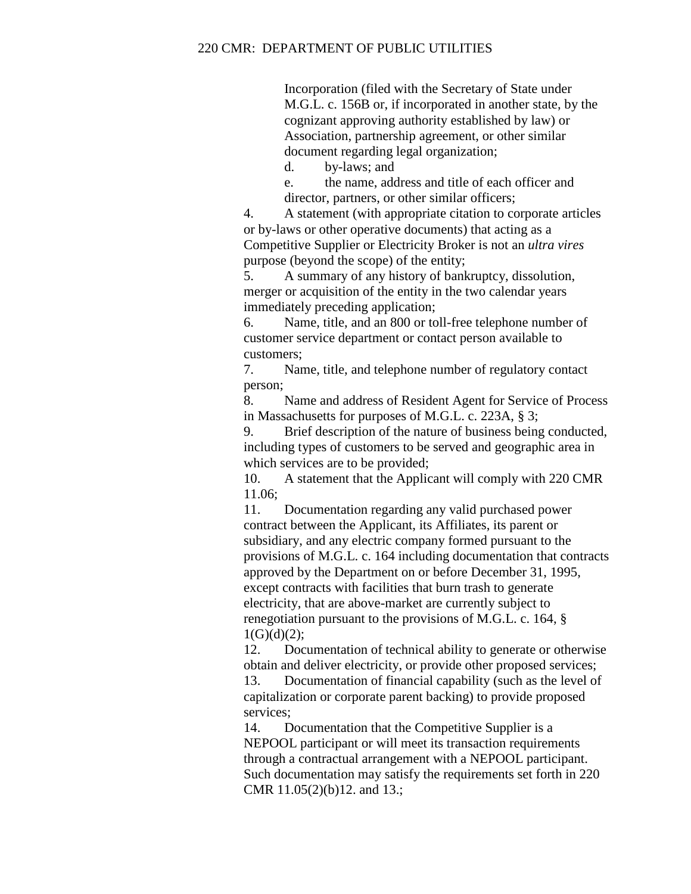Incorporation (filed with the Secretary of State under M.G.L. c. 156B or, if incorporated in another state, by the cognizant approving authority established by law) or Association, partnership agreement, or other similar document regarding legal organization;

d. by-laws; and

e. the name, address and title of each officer and director, partners, or other similar officers;

4. A statement (with appropriate citation to corporate articles or by-laws or other operative documents) that acting as a Competitive Supplier or Electricity Broker is not an *ultra vires* purpose (beyond the scope) of the entity;

5. A summary of any history of bankruptcy, dissolution, merger or acquisition of the entity in the two calendar years immediately preceding application;

6. Name, title, and an 800 or toll-free telephone number of customer service department or contact person available to customers;

7. Name, title, and telephone number of regulatory contact person;

8. Name and address of Resident Agent for Service of Process in Massachusetts for purposes of M.G.L. c. 223A, § 3;

9. Brief description of the nature of business being conducted, including types of customers to be served and geographic area in which services are to be provided;

10. A statement that the Applicant will comply with 220 CMR 11.06;

11. Documentation regarding any valid purchased power contract between the Applicant, its Affiliates, its parent or subsidiary, and any electric company formed pursuant to the provisions of M.G.L. c. 164 including documentation that contracts approved by the Department on or before December 31, 1995, except contracts with facilities that burn trash to generate electricity, that are above-market are currently subject to renegotiation pursuant to the provisions of M.G.L. c. 164, § 1(G)(d)(2);

12. Documentation of technical ability to generate or otherwise obtain and deliver electricity, or provide other proposed services;

13. Documentation of financial capability (such as the level of capitalization or corporate parent backing) to provide proposed services;

14. Documentation that the Competitive Supplier is a NEPOOL participant or will meet its transaction requirements through a contractual arrangement with a NEPOOL participant. Such documentation may satisfy the requirements set forth in 220 CMR 11.05(2)(b)12. and 13.;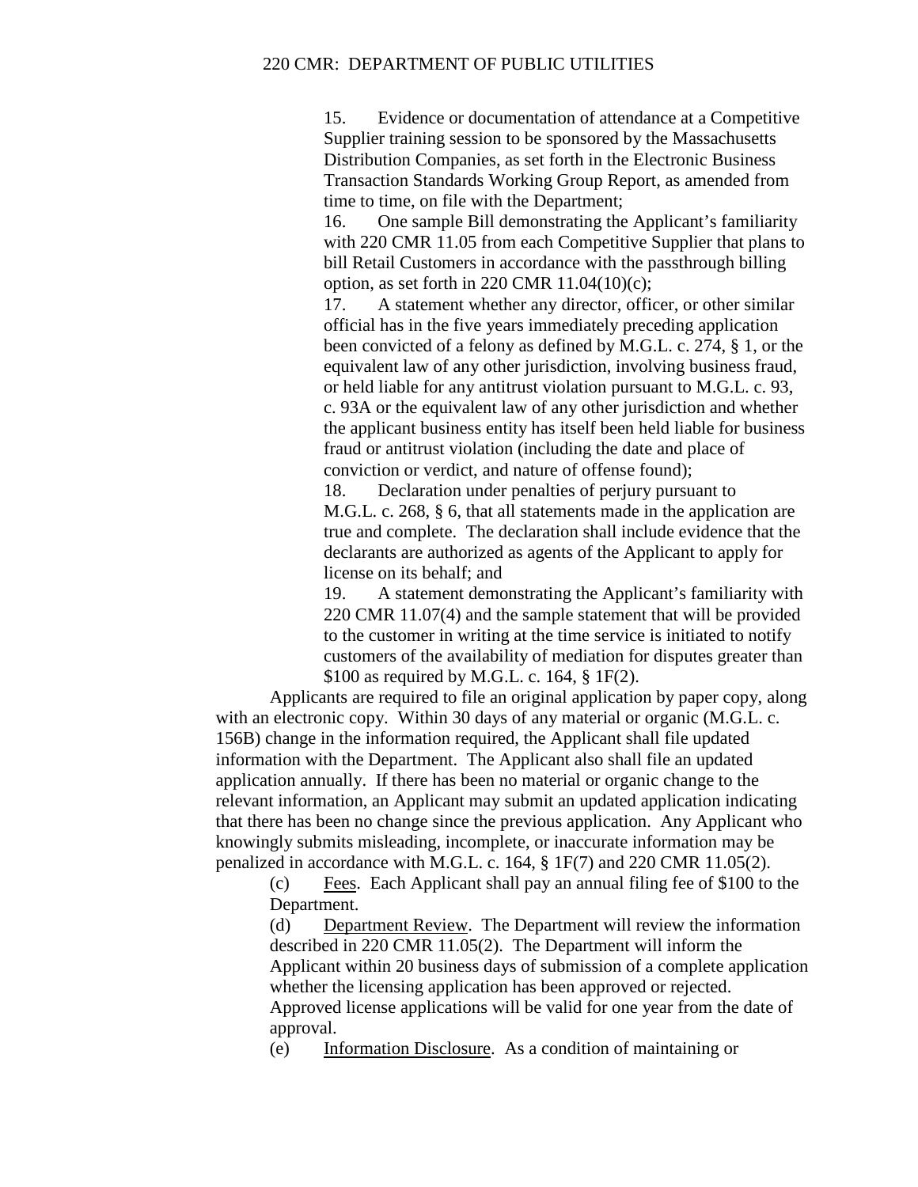15. Evidence or documentation of attendance at a Competitive Supplier training session to be sponsored by the Massachusetts Distribution Companies, as set forth in the Electronic Business Transaction Standards Working Group Report, as amended from time to time, on file with the Department;

16. One sample Bill demonstrating the Applicant's familiarity with 220 CMR 11.05 from each Competitive Supplier that plans to bill Retail Customers in accordance with the passthrough billing option, as set forth in 220 CMR 11.04(10)(c);

17. A statement whether any director, officer, or other similar official has in the five years immediately preceding application been convicted of a felony as defined by M.G.L. c. 274, § 1, or the equivalent law of any other jurisdiction, involving business fraud, or held liable for any antitrust violation pursuant to M.G.L. c. 93, c. 93A or the equivalent law of any other jurisdiction and whether the applicant business entity has itself been held liable for business fraud or antitrust violation (including the date and place of conviction or verdict, and nature of offense found);

18. Declaration under penalties of perjury pursuant to M.G.L. c. 268, § 6, that all statements made in the application are true and complete. The declaration shall include evidence that the declarants are authorized as agents of the Applicant to apply for license on its behalf; and

19. A statement demonstrating the Applicant's familiarity with 220 CMR 11.07(4) and the sample statement that will be provided to the customer in writing at the time service is initiated to notify customers of the availability of mediation for disputes greater than $100 as required by M.G.L. c. 164, § 1F(2).

Applicants are required to file an original application by paper copy, along with an electronic copy. Within 30 days of any material or organic (M.G.L. c. 156B) change in the information required, the Applicant shall file updated information with the Department. The Applicant also shall file an updated application annually. If there has been no material or organic change to the relevant information, an Applicant may submit an updated application indicating that there has been no change since the previous application. Any Applicant who knowingly submits misleading, incomplete, or inaccurate information may be penalized in accordance with M.G.L. c. 164, § 1F(7) and 220 CMR 11.05(2).

(c) Fees. Each Applicant shall pay an annual filing fee of $100 to the Department.

(d) Department Review. The Department will review the information described in 220 CMR 11.05(2). The Department will inform the Applicant within 20 business days of submission of a complete application whether the licensing application has been approved or rejected. Approved license applications will be valid for one year from the date of approval.

(e) Information Disclosure. As a condition of maintaining or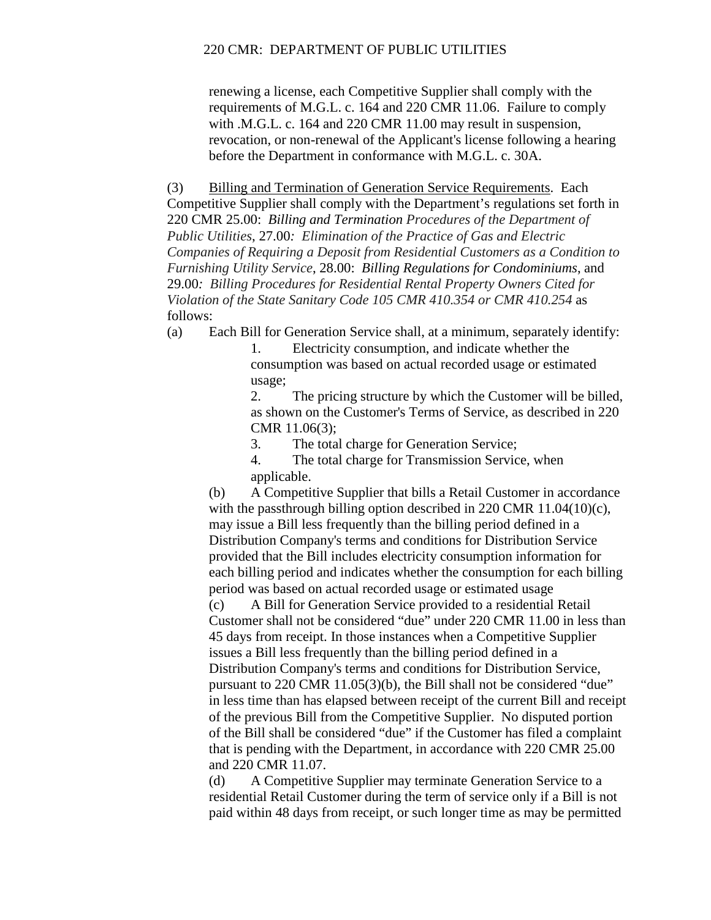renewing a license, each Competitive Supplier shall comply with the requirements of M.G.L. c. 164 and 220 CMR 11.06. Failure to comply with .M.G.L. c. 164 and 220 CMR 11.00 may result in suspension, revocation, or non-renewal of the Applicant's license following a hearing before the Department in conformance with M.G.L. c. 30A.

(3) Billing and Termination of Generation Service Requirements. Each Competitive Supplier shall comply with the Department's regulations set forth in 220 CMR 25.00: *Billing and Termination Procedures of the Department of Public Utilities*, 27.00*: Elimination of the Practice of Gas and Electric Companies of Requiring a Deposit from Residential Customers as a Condition to Furnishing Utility Service*, 28.00: *Billing Regulations for Condominiums*, and 29.00*: Billing Procedures for Residential Rental Property Owners Cited for Violation of the State Sanitary Code 105 CMR 410.354 or CMR 410.254* as follows:

(a) Each Bill for Generation Service shall, at a minimum, separately identify:

1. Electricity consumption, and indicate whether the consumption was based on actual recorded usage or estimated usage;

2. The pricing structure by which the Customer will be billed, as shown on the Customer's Terms of Service, as described in 220 CMR 11.06(3);

3. The total charge for Generation Service;

4. The total charge for Transmission Service, when applicable.

(b) A Competitive Supplier that bills a Retail Customer in accordance with the passthrough billing option described in 220 CMR 11.04(10)(c), may issue a Bill less frequently than the billing period defined in a Distribution Company's terms and conditions for Distribution Service provided that the Bill includes electricity consumption information for each billing period and indicates whether the consumption for each billing period was based on actual recorded usage or estimated usage

(c) A Bill for Generation Service provided to a residential Retail Customer shall not be considered "due" under 220 CMR 11.00 in less than 45 days from receipt. In those instances when a Competitive Supplier issues a Bill less frequently than the billing period defined in a Distribution Company's terms and conditions for Distribution Service, pursuant to 220 CMR 11.05(3)(b), the Bill shall not be considered "due" in less time than has elapsed between receipt of the current Bill and receipt of the previous Bill from the Competitive Supplier. No disputed portion of the Bill shall be considered "due" if the Customer has filed a complaint that is pending with the Department, in accordance with 220 CMR 25.00 and 220 CMR 11.07.

(d) A Competitive Supplier may terminate Generation Service to a residential Retail Customer during the term of service only if a Bill is not paid within 48 days from receipt, or such longer time as may be permitted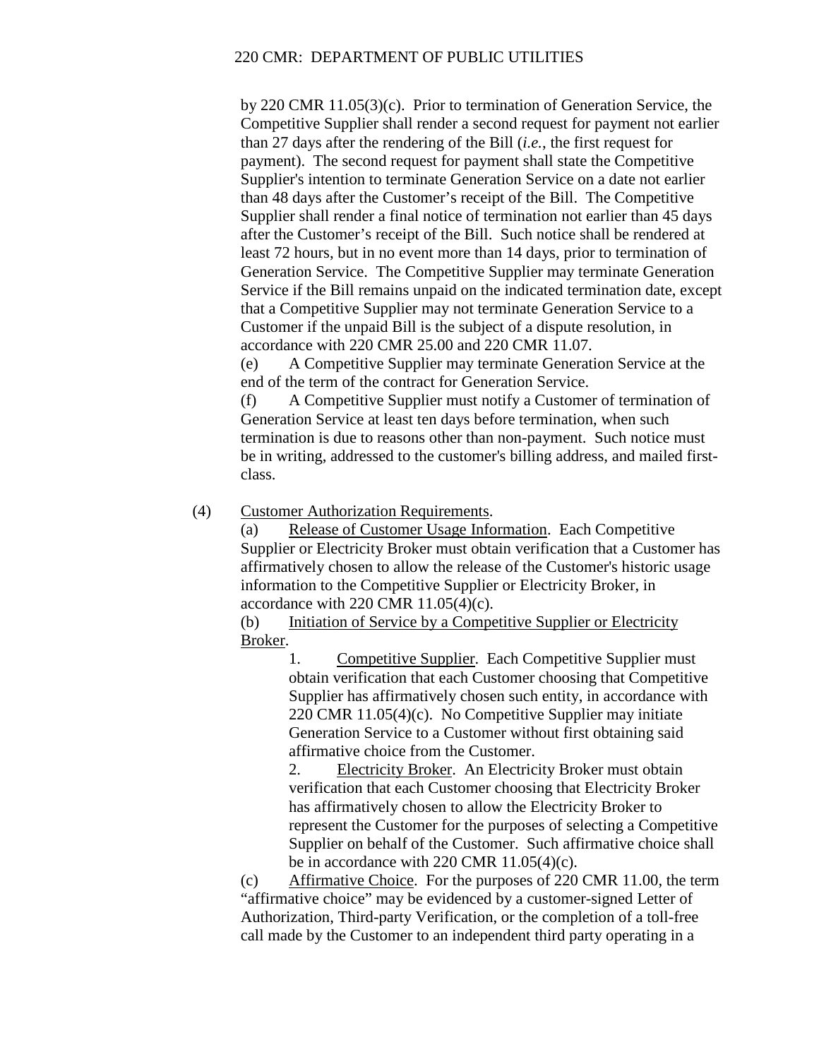by 220 CMR 11.05(3)(c). Prior to termination of Generation Service, the Competitive Supplier shall render a second request for payment not earlier than 27 days after the rendering of the Bill (*i.e.*, the first request for payment). The second request for payment shall state the Competitive Supplier's intention to terminate Generation Service on a date not earlier than 48 days after the Customer's receipt of the Bill. The Competitive Supplier shall render a final notice of termination not earlier than 45 days after the Customer's receipt of the Bill. Such notice shall be rendered at least 72 hours, but in no event more than 14 days, prior to termination of Generation Service. The Competitive Supplier may terminate Generation Service if the Bill remains unpaid on the indicated termination date, except that a Competitive Supplier may not terminate Generation Service to a Customer if the unpaid Bill is the subject of a dispute resolution, in accordance with 220 CMR 25.00 and 220 CMR 11.07.

(e) A Competitive Supplier may terminate Generation Service at the end of the term of the contract for Generation Service.

(f) A Competitive Supplier must notify a Customer of termination of Generation Service at least ten days before termination, when such termination is due to reasons other than non-payment. Such notice must be in writing, addressed to the customer's billing address, and mailed first-class.

(4) Customer Authorization Requirements.

(a) Release of Customer Usage Information. Each Competitive Supplier or Electricity Broker must obtain verification that a Customer has affirmatively chosen to allow the release of the Customer's historic usage information to the Competitive Supplier or Electricity Broker, in accordance with 220 CMR 11.05(4)(c).

(b) Initiation of Service by a Competitive Supplier or Electricity Broker.

1. Competitive Supplier. Each Competitive Supplier must obtain verification that each Customer choosing that Competitive Supplier has affirmatively chosen such entity, in accordance with 220 CMR 11.05(4)(c). No Competitive Supplier may initiate Generation Service to a Customer without first obtaining said affirmative choice from the Customer.

2. Electricity Broker. An Electricity Broker must obtain verification that each Customer choosing that Electricity Broker has affirmatively chosen to allow the Electricity Broker to represent the Customer for the purposes of selecting a Competitive Supplier on behalf of the Customer. Such affirmative choice shall be in accordance with 220 CMR 11.05(4)(c).

(c) Affirmative Choice. For the purposes of 220 CMR 11.00, the term "affirmative choice" may be evidenced by a customer-signed Letter of Authorization, Third-party Verification, or the completion of a toll-free call made by the Customer to an independent third party operating in a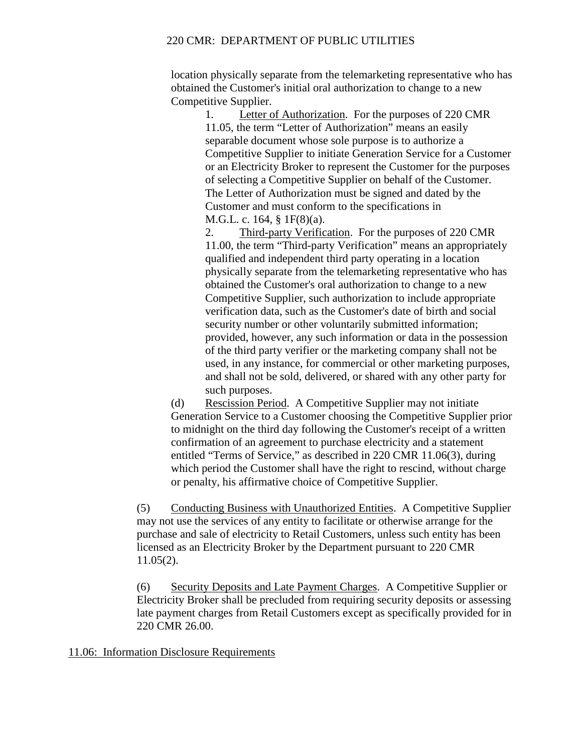location physically separate from the telemarketing representative who has obtained the Customer's initial oral authorization to change to a new Competitive Supplier.

1. Letter of Authorization. For the purposes of 220 CMR 11.05, the term "Letter of Authorization" means an easily separable document whose sole purpose is to authorize a Competitive Supplier to initiate Generation Service for a Customer or an Electricity Broker to represent the Customer for the purposes of selecting a Competitive Supplier on behalf of the Customer. The Letter of Authorization must be signed and dated by the Customer and must conform to the specifications in M.G.L. c. 164, § 1F(8)(a).

2. Third-party Verification. For the purposes of 220 CMR 11.00, the term "Third-party Verification" means an appropriately qualified and independent third party operating in a location physically separate from the telemarketing representative who has obtained the Customer's oral authorization to change to a new Competitive Supplier, such authorization to include appropriate verification data, such as the Customer's date of birth and social security number or other voluntarily submitted information; provided, however, any such information or data in the possession of the third party verifier or the marketing company shall not be used, in any instance, for commercial or other marketing purposes, and shall not be sold, delivered, or shared with any other party for such purposes.

(d) Rescission Period. A Competitive Supplier may not initiate Generation Service to a Customer choosing the Competitive Supplier prior to midnight on the third day following the Customer's receipt of a written confirmation of an agreement to purchase electricity and a statement entitled "Terms of Service," as described in 220 CMR 11.06(3), during which period the Customer shall have the right to rescind, without charge or penalty, his affirmative choice of Competitive Supplier.

(5) Conducting Business with Unauthorized Entities. A Competitive Supplier may not use the services of any entity to facilitate or otherwise arrange for the purchase and sale of electricity to Retail Customers, unless such entity has been licensed as an Electricity Broker by the Department pursuant to 220 CMR 11.05(2).

(6) Security Deposits and Late Payment Charges. A Competitive Supplier or Electricity Broker shall be precluded from requiring security deposits or assessing late payment charges from Retail Customers except as specifically provided for in 220 CMR 26.00.

11.06: Information Disclosure Requirements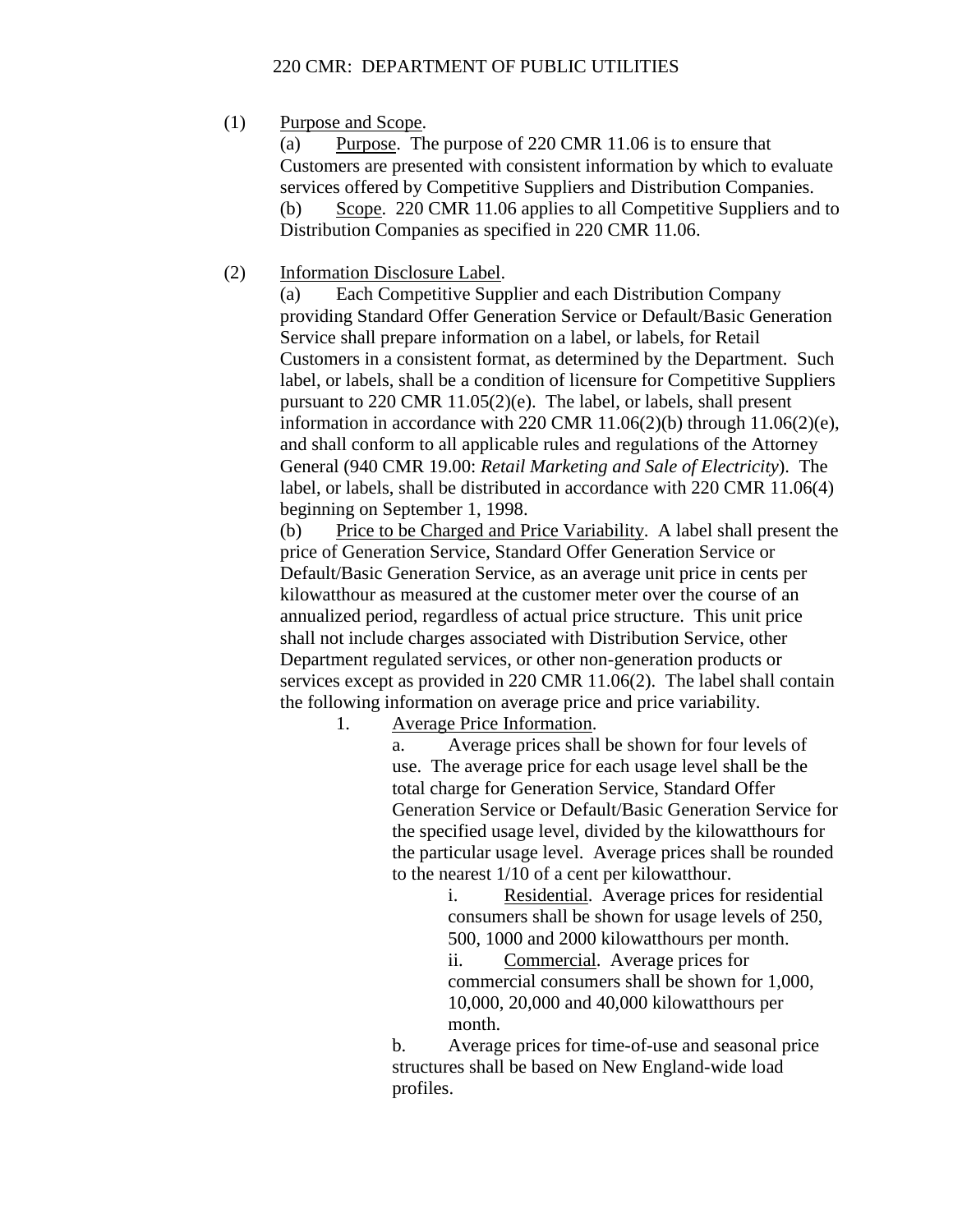(1) Purpose and Scope.

(a) Purpose. The purpose of 220 CMR 11.06 is to ensure that Customers are presented with consistent information by which to evaluate services offered by Competitive Suppliers and Distribution Companies.

(b) Scope. 220 CMR 11.06 applies to all Competitive Suppliers and to Distribution Companies as specified in 220 CMR 11.06.

(2) Information Disclosure Label.

(a) Each Competitive Supplier and each Distribution Company providing Standard Offer Generation Service or Default/Basic Generation Service shall prepare information on a label, or labels, for Retail Customers in a consistent format, as determined by the Department. Such label, or labels, shall be a condition of licensure for Competitive Suppliers pursuant to 220 CMR 11.05(2)(e). The label, or labels, shall present information in accordance with 220 CMR 11.06(2)(b) through 11.06(2)(e), and shall conform to all applicable rules and regulations of the Attorney General (940 CMR 19.00: *Retail Marketing and Sale of Electricity*). The label, or labels, shall be distributed in accordance with 220 CMR 11.06(4) beginning on September 1, 1998.

(b) Price to be Charged and Price Variability. A label shall present the price of Generation Service, Standard Offer Generation Service or Default/Basic Generation Service, as an average unit price in cents per kilowatthour as measured at the customer meter over the course of an annualized period, regardless of actual price structure. This unit price shall not include charges associated with Distribution Service, other Department regulated services, or other non-generation products or services except as provided in 220 CMR 11.06(2). The label shall contain the following information on average price and price variability.

1. Average Price Information.

a. Average prices shall be shown for four levels of use. The average price for each usage level shall be the total charge for Generation Service, Standard Offer Generation Service or Default/Basic Generation Service for the specified usage level, divided by the kilowatthours for the particular usage level. Average prices shall be rounded to the nearest 1/10 of a cent per kilowatthour.

i. Residential. Average prices for residential consumers shall be shown for usage levels of 250, 500, 1000 and 2000 kilowatthours per month.

ii. Commercial. Average prices for commercial consumers shall be shown for 1,000, 10,000, 20,000 and 40,000 kilowatthours per month.

b. Average prices for time-of-use and seasonal price structures shall be based on New England-wide load profiles.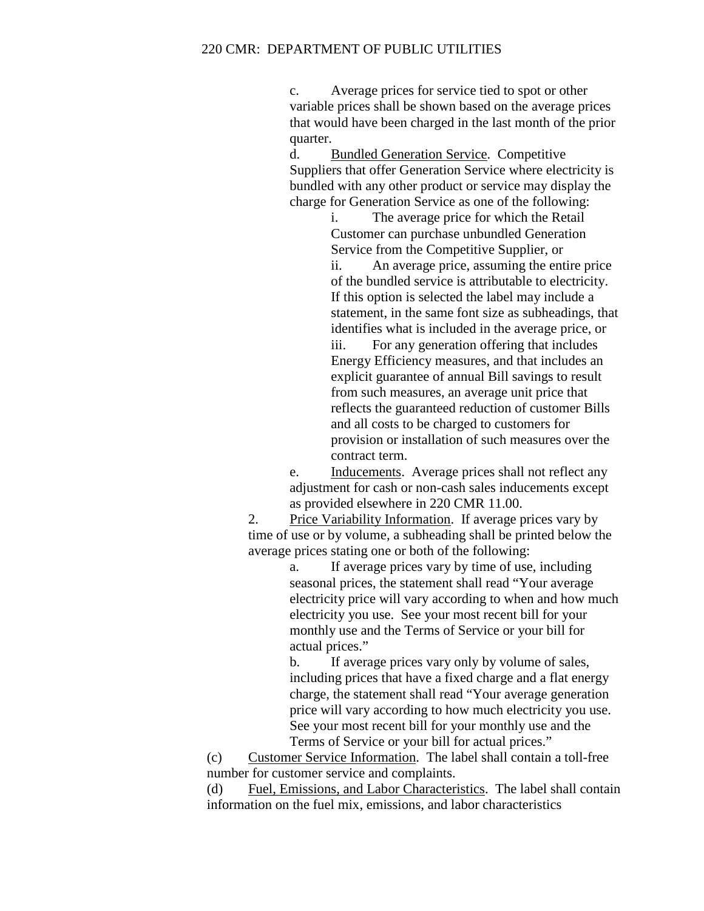c. Average prices for service tied to spot or other variable prices shall be shown based on the average prices that would have been charged in the last month of the prior quarter.

d. Bundled Generation Service. Competitive Suppliers that offer Generation Service where electricity is bundled with any other product or service may display the charge for Generation Service as one of the following:

i. The average price for which the Retail Customer can purchase unbundled Generation Service from the Competitive Supplier, or

ii. An average price, assuming the entire price of the bundled service is attributable to electricity. If this option is selected the label may include a statement, in the same font size as subheadings, that identifies what is included in the average price, or

iii. For any generation offering that includes Energy Efficiency measures, and that includes an explicit guarantee of annual Bill savings to result from such measures, an average unit price that reflects the guaranteed reduction of customer Bills and all costs to be charged to customers for provision or installation of such measures over the contract term.

e. Inducements. Average prices shall not reflect any adjustment for cash or non-cash sales inducements except as provided elsewhere in 220 CMR 11.00.

2. Price Variability Information. If average prices vary by time of use or by volume, a subheading shall be printed below the average prices stating one or both of the following:

a. If average prices vary by time of use, including seasonal prices, the statement shall read "Your average electricity price will vary according to when and how much electricity you use. See your most recent bill for your monthly use and the Terms of Service or your bill for actual prices."

b. If average prices vary only by volume of sales, including prices that have a fixed charge and a flat energy charge, the statement shall read "Your average generation price will vary according to how much electricity you use. See your most recent bill for your monthly use and the Terms of Service or your bill for actual prices."

(c) Customer Service Information. The label shall contain a toll-free number for customer service and complaints.

(d) Fuel, Emissions, and Labor Characteristics. The label shall contain information on the fuel mix, emissions, and labor characteristics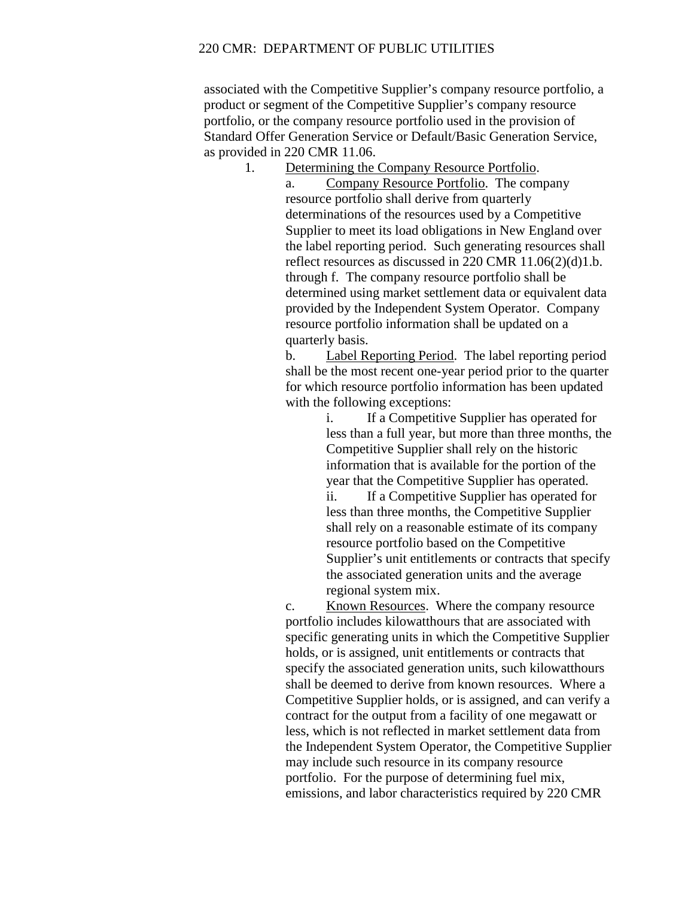associated with the Competitive Supplier's company resource portfolio, a product or segment of the Competitive Supplier's company resource portfolio, or the company resource portfolio used in the provision of Standard Offer Generation Service or Default/Basic Generation Service, as provided in 220 CMR 11.06.

1. Determining the Company Resource Portfolio.

   a. Company Resource Portfolio. The company resource portfolio shall derive from quarterly determinations of the resources used by a Competitive Supplier to meet its load obligations in New England over the label reporting period. Such generating resources shall reflect resources as discussed in 220 CMR 11.06(2)(d)1.b. through f. The company resource portfolio shall be determined using market settlement data or equivalent data provided by the Independent System Operator. Company resource portfolio information shall be updated on a quarterly basis.

   b. Label Reporting Period. The label reporting period shall be the most recent one-year period prior to the quarter for which resource portfolio information has been updated with the following exceptions:

      i. If a Competitive Supplier has operated for less than a full year, but more than three months, the Competitive Supplier shall rely on the historic information that is available for the portion of the year that the Competitive Supplier has operated.

      ii. If a Competitive Supplier has operated for less than three months, the Competitive Supplier shall rely on a reasonable estimate of its company resource portfolio based on the Competitive Supplier's unit entitlements or contracts that specify the associated generation units and the average regional system mix.

   c. Known Resources. Where the company resource portfolio includes kilowatthours that are associated with specific generating units in which the Competitive Supplier holds, or is assigned, unit entitlements or contracts that specify the associated generation units, such kilowatthours shall be deemed to derive from known resources. Where a Competitive Supplier holds, or is assigned, and can verify a contract for the output from a facility of one megawatt or less, which is not reflected in market settlement data from the Independent System Operator, the Competitive Supplier may include such resource in its company resource portfolio. For the purpose of determining fuel mix, emissions, and labor characteristics required by 220 CMR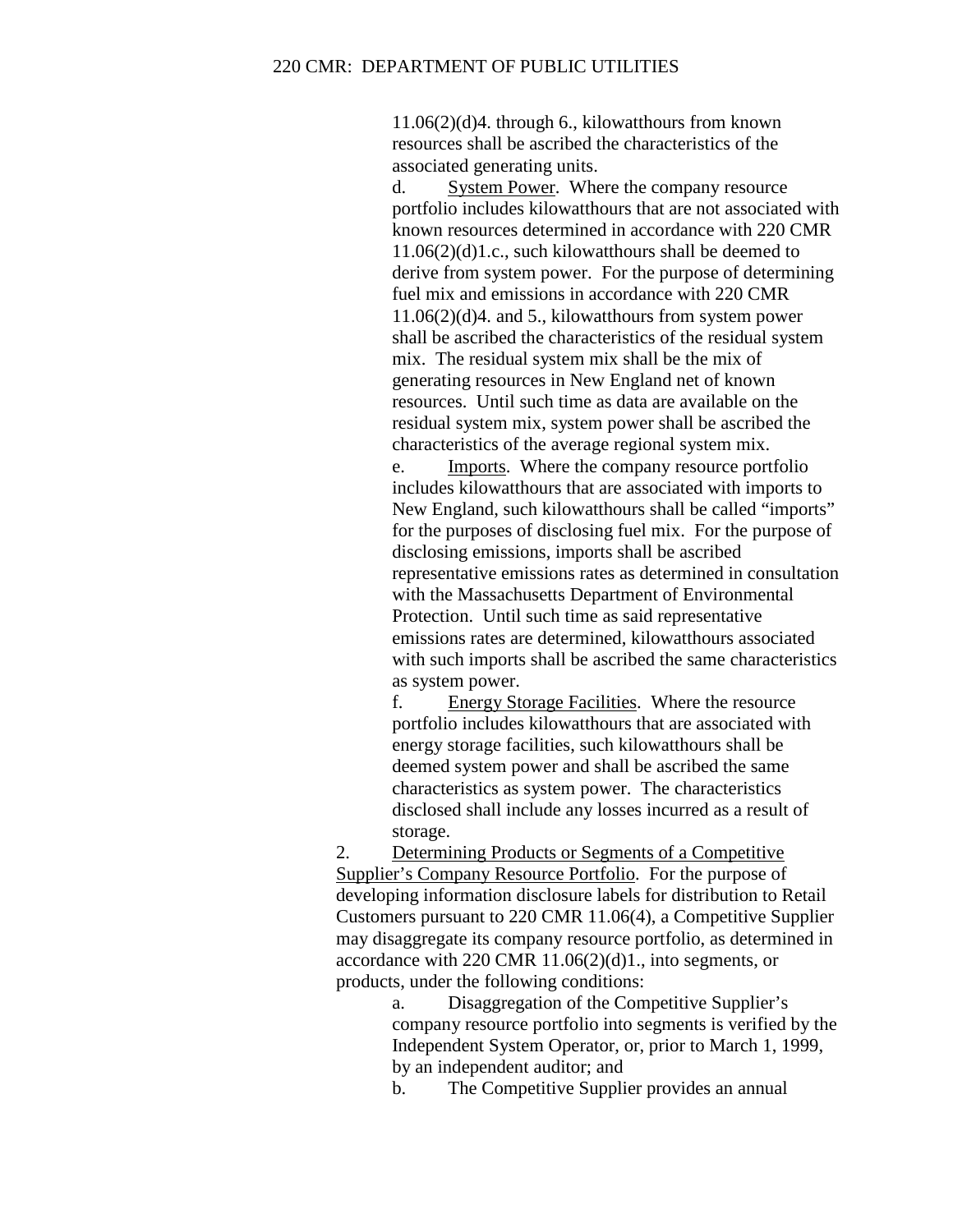11.06(2)(d)4. through 6., kilowatthours from known resources shall be ascribed the characteristics of the associated generating units.

d. System Power. Where the company resource portfolio includes kilowatthours that are not associated with known resources determined in accordance with 220 CMR 11.06(2)(d)1.c., such kilowatthours shall be deemed to derive from system power. For the purpose of determining fuel mix and emissions in accordance with 220 CMR 11.06(2)(d)4. and 5., kilowatthours from system power shall be ascribed the characteristics of the residual system mix. The residual system mix shall be the mix of generating resources in New England net of known resources. Until such time as data are available on the residual system mix, system power shall be ascribed the characteristics of the average regional system mix.

e. Imports. Where the company resource portfolio includes kilowatthours that are associated with imports to New England, such kilowatthours shall be called "imports" for the purposes of disclosing fuel mix. For the purpose of disclosing emissions, imports shall be ascribed representative emissions rates as determined in consultation with the Massachusetts Department of Environmental Protection. Until such time as said representative emissions rates are determined, kilowatthours associated with such imports shall be ascribed the same characteristics as system power.

f. Energy Storage Facilities. Where the resource portfolio includes kilowatthours that are associated with energy storage facilities, such kilowatthours shall be deemed system power and shall be ascribed the same characteristics as system power. The characteristics disclosed shall include any losses incurred as a result of storage.

2. Determining Products or Segments of a Competitive Supplier's Company Resource Portfolio. For the purpose of developing information disclosure labels for distribution to Retail Customers pursuant to 220 CMR 11.06(4), a Competitive Supplier may disaggregate its company resource portfolio, as determined in accordance with 220 CMR 11.06(2)(d)1., into segments, or products, under the following conditions:

a. Disaggregation of the Competitive Supplier's company resource portfolio into segments is verified by the Independent System Operator, or, prior to March 1, 1999, by an independent auditor; and

b. The Competitive Supplier provides an annual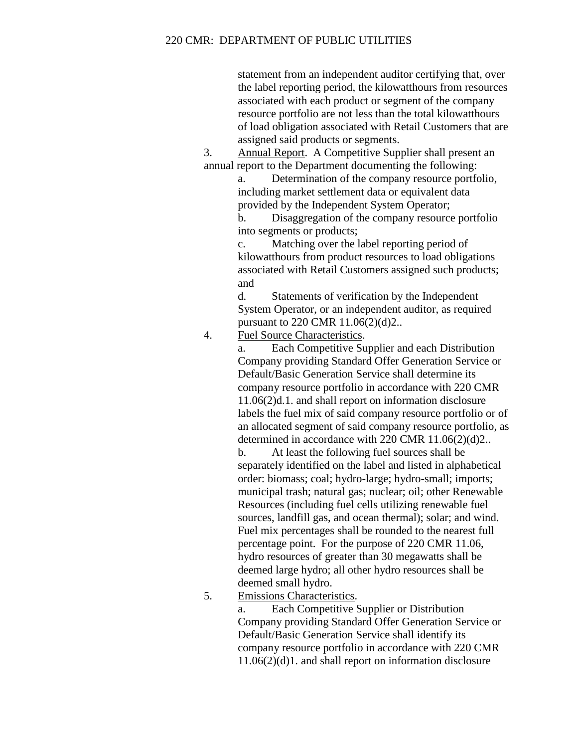statement from an independent auditor certifying that, over the label reporting period, the kilowatthours from resources associated with each product or segment of the company resource portfolio are not less than the total kilowatthours of load obligation associated with Retail Customers that are assigned said products or segments.

3. Annual Report. A Competitive Supplier shall present an annual report to the Department documenting the following:

a. Determination of the company resource portfolio, including market settlement data or equivalent data provided by the Independent System Operator;

b. Disaggregation of the company resource portfolio into segments or products;

c. Matching over the label reporting period of kilowatthours from product resources to load obligations associated with Retail Customers assigned such products; and

d. Statements of verification by the Independent System Operator, or an independent auditor, as required pursuant to 220 CMR 11.06(2)(d)2..

4. Fuel Source Characteristics.

a. Each Competitive Supplier and each Distribution Company providing Standard Offer Generation Service or Default/Basic Generation Service shall determine its company resource portfolio in accordance with 220 CMR 11.06(2)d.1. and shall report on information disclosure labels the fuel mix of said company resource portfolio or of an allocated segment of said company resource portfolio, as determined in accordance with 220 CMR 11.06(2)(d)2..

b. At least the following fuel sources shall be separately identified on the label and listed in alphabetical order: biomass; coal; hydro-large; hydro-small; imports; municipal trash; natural gas; nuclear; oil; other Renewable Resources (including fuel cells utilizing renewable fuel sources, landfill gas, and ocean thermal); solar; and wind. Fuel mix percentages shall be rounded to the nearest full percentage point. For the purpose of 220 CMR 11.06, hydro resources of greater than 30 megawatts shall be deemed large hydro; all other hydro resources shall be deemed small hydro.

5. Emissions Characteristics.

a. Each Competitive Supplier or Distribution Company providing Standard Offer Generation Service or Default/Basic Generation Service shall identify its company resource portfolio in accordance with 220 CMR 11.06(2)(d)1. and shall report on information disclosure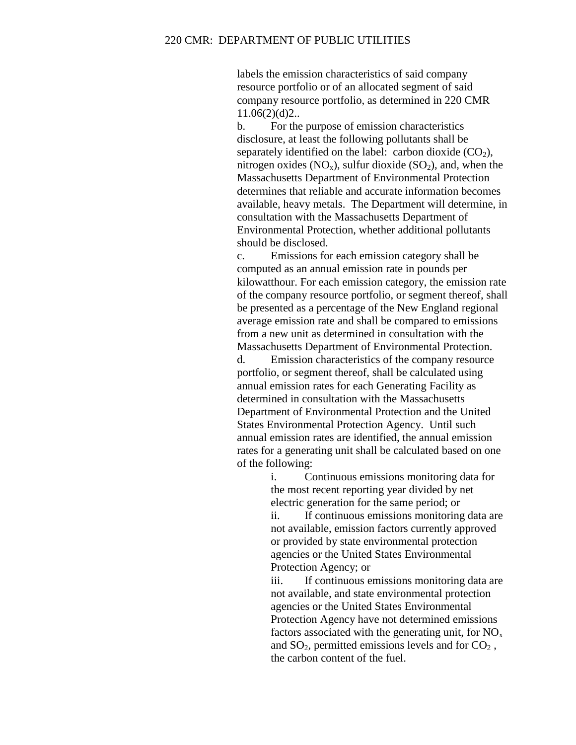labels the emission characteristics of said company resource portfolio or of an allocated segment of said company resource portfolio, as determined in 220 CMR 11.06(2)(d)2..

b. For the purpose of emission characteristics disclosure, at least the following pollutants shall be separately identified on the label: carbon dioxide ($CO_2$), nitrogen oxides ($NO_x$), sulfur dioxide ($SO_2$), and, when the Massachusetts Department of Environmental Protection determines that reliable and accurate information becomes available, heavy metals. The Department will determine, in consultation with the Massachusetts Department of Environmental Protection, whether additional pollutants should be disclosed.

c. Emissions for each emission category shall be computed as an annual emission rate in pounds per kilowatthour. For each emission category, the emission rate of the company resource portfolio, or segment thereof, shall be presented as a percentage of the New England regional average emission rate and shall be compared to emissions from a new unit as determined in consultation with the Massachusetts Department of Environmental Protection.

d. Emission characteristics of the company resource portfolio, or segment thereof, shall be calculated using annual emission rates for each Generating Facility as determined in consultation with the Massachusetts Department of Environmental Protection and the United States Environmental Protection Agency. Until such annual emission rates are identified, the annual emission rates for a generating unit shall be calculated based on one of the following:

   i. Continuous emissions monitoring data for the most recent reporting year divided by net electric generation for the same period; or

   ii. If continuous emissions monitoring data are not available, emission factors currently approved or provided by state environmental protection agencies or the United States Environmental Protection Agency; or

   iii. If continuous emissions monitoring data are not available, and state environmental protection agencies or the United States Environmental Protection Agency have not determined emissions factors associated with the generating unit, for $NO_x$ and $SO_2$, permitted emissions levels and for $CO_2$ , the carbon content of the fuel.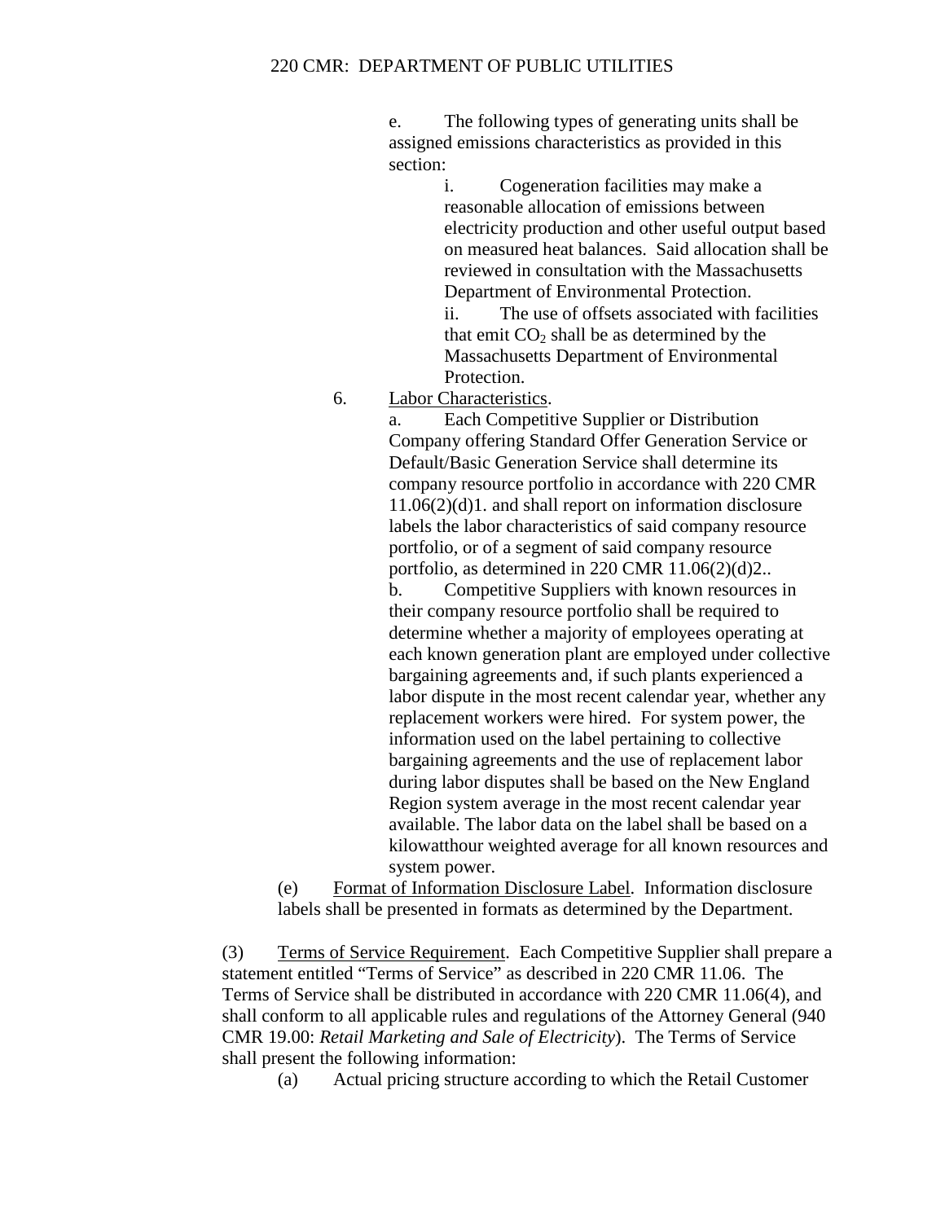e. The following types of generating units shall be assigned emissions characteristics as provided in this section:

i. Cogeneration facilities may make a reasonable allocation of emissions between electricity production and other useful output based on measured heat balances. Said allocation shall be reviewed in consultation with the Massachusetts Department of Environmental Protection.

ii. The use of offsets associated with facilities that emit $CO_2$ shall be as determined by the Massachusetts Department of Environmental Protection.

6. Labor Characteristics.

a. Each Competitive Supplier or Distribution Company offering Standard Offer Generation Service or Default/Basic Generation Service shall determine its company resource portfolio in accordance with 220 CMR 11.06(2)(d)1. and shall report on information disclosure labels the labor characteristics of said company resource portfolio, or of a segment of said company resource portfolio, as determined in 220 CMR 11.06(2)(d)2..

b. Competitive Suppliers with known resources in their company resource portfolio shall be required to determine whether a majority of employees operating at each known generation plant are employed under collective bargaining agreements and, if such plants experienced a labor dispute in the most recent calendar year, whether any replacement workers were hired. For system power, the information used on the label pertaining to collective bargaining agreements and the use of replacement labor during labor disputes shall be based on the New England Region system average in the most recent calendar year available. The labor data on the label shall be based on a kilowatthour weighted average for all known resources and system power.

(e) Format of Information Disclosure Label. Information disclosure labels shall be presented in formats as determined by the Department.

(3) Terms of Service Requirement. Each Competitive Supplier shall prepare a statement entitled "Terms of Service" as described in 220 CMR 11.06. The Terms of Service shall be distributed in accordance with 220 CMR 11.06(4), and shall conform to all applicable rules and regulations of the Attorney General (940 CMR 19.00: *Retail Marketing and Sale of Electricity*). The Terms of Service shall present the following information:

(a) Actual pricing structure according to which the Retail Customer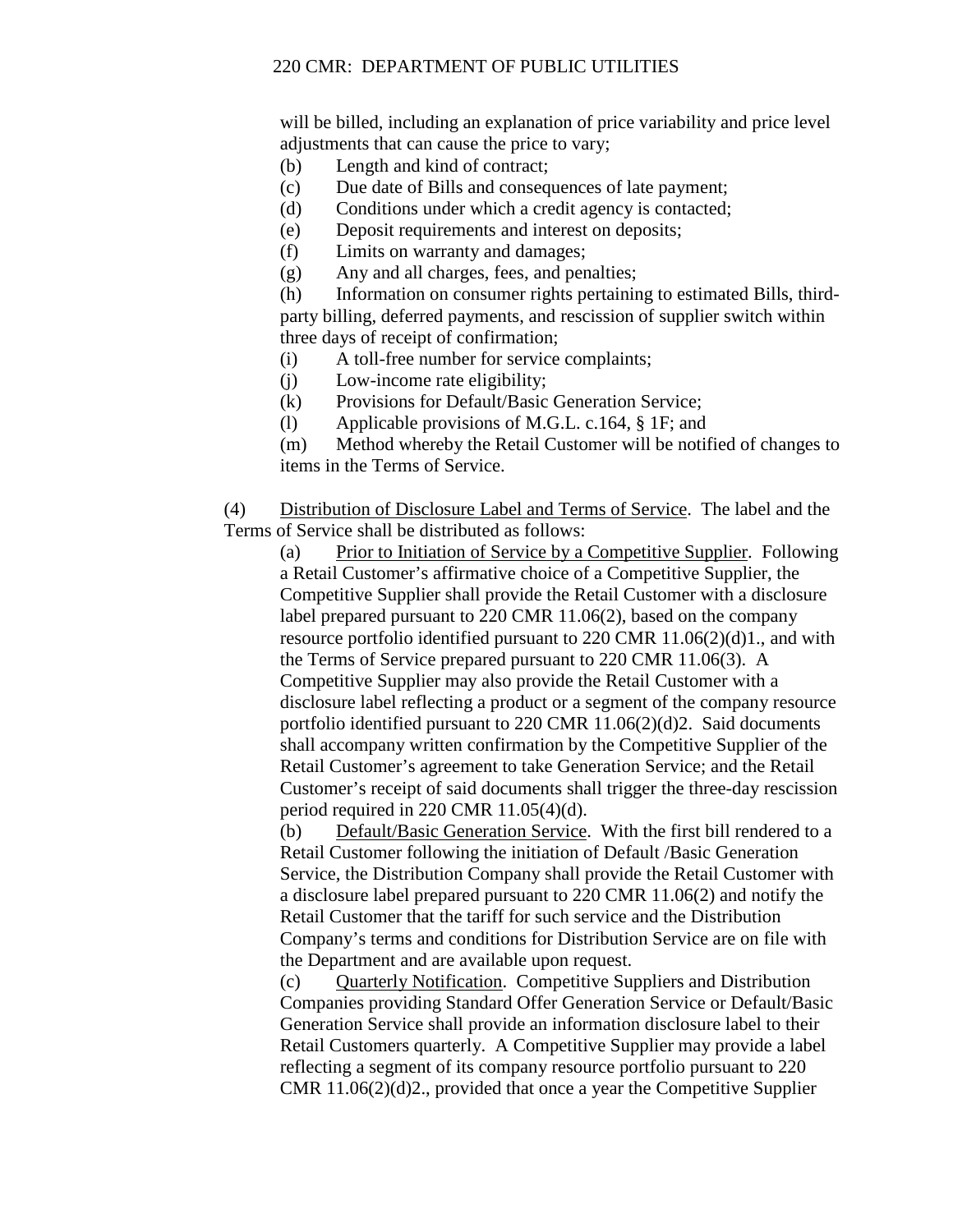will be billed, including an explanation of price variability and price level adjustments that can cause the price to vary;

(b) Length and kind of contract;

(c) Due date of Bills and consequences of late payment;

(d) Conditions under which a credit agency is contacted;

(e) Deposit requirements and interest on deposits;

(f) Limits on warranty and damages;

(g) Any and all charges, fees, and penalties;

(h) Information on consumer rights pertaining to estimated Bills, third-party billing, deferred payments, and rescission of supplier switch within three days of receipt of confirmation;

(i) A toll-free number for service complaints;

(j) Low-income rate eligibility;

(k) Provisions for Default/Basic Generation Service;

(l) Applicable provisions of M.G.L. c.164, § 1F; and

(m) Method whereby the Retail Customer will be notified of changes to items in the Terms of Service.

(4) Distribution of Disclosure Label and Terms of Service. The label and the Terms of Service shall be distributed as follows:

(a) Prior to Initiation of Service by a Competitive Supplier. Following a Retail Customer's affirmative choice of a Competitive Supplier, the Competitive Supplier shall provide the Retail Customer with a disclosure label prepared pursuant to 220 CMR 11.06(2), based on the company resource portfolio identified pursuant to 220 CMR 11.06(2)(d)1., and with the Terms of Service prepared pursuant to 220 CMR 11.06(3). A Competitive Supplier may also provide the Retail Customer with a disclosure label reflecting a product or a segment of the company resource portfolio identified pursuant to 220 CMR 11.06(2)(d)2. Said documents shall accompany written confirmation by the Competitive Supplier of the Retail Customer's agreement to take Generation Service; and the Retail Customer's receipt of said documents shall trigger the three-day rescission period required in 220 CMR 11.05(4)(d).

(b) Default/Basic Generation Service. With the first bill rendered to a Retail Customer following the initiation of Default /Basic Generation Service, the Distribution Company shall provide the Retail Customer with a disclosure label prepared pursuant to 220 CMR 11.06(2) and notify the Retail Customer that the tariff for such service and the Distribution Company's terms and conditions for Distribution Service are on file with the Department and are available upon request.

(c) Quarterly Notification. Competitive Suppliers and Distribution Companies providing Standard Offer Generation Service or Default/Basic Generation Service shall provide an information disclosure label to their Retail Customers quarterly. A Competitive Supplier may provide a label reflecting a segment of its company resource portfolio pursuant to 220 CMR 11.06(2)(d)2., provided that once a year the Competitive Supplier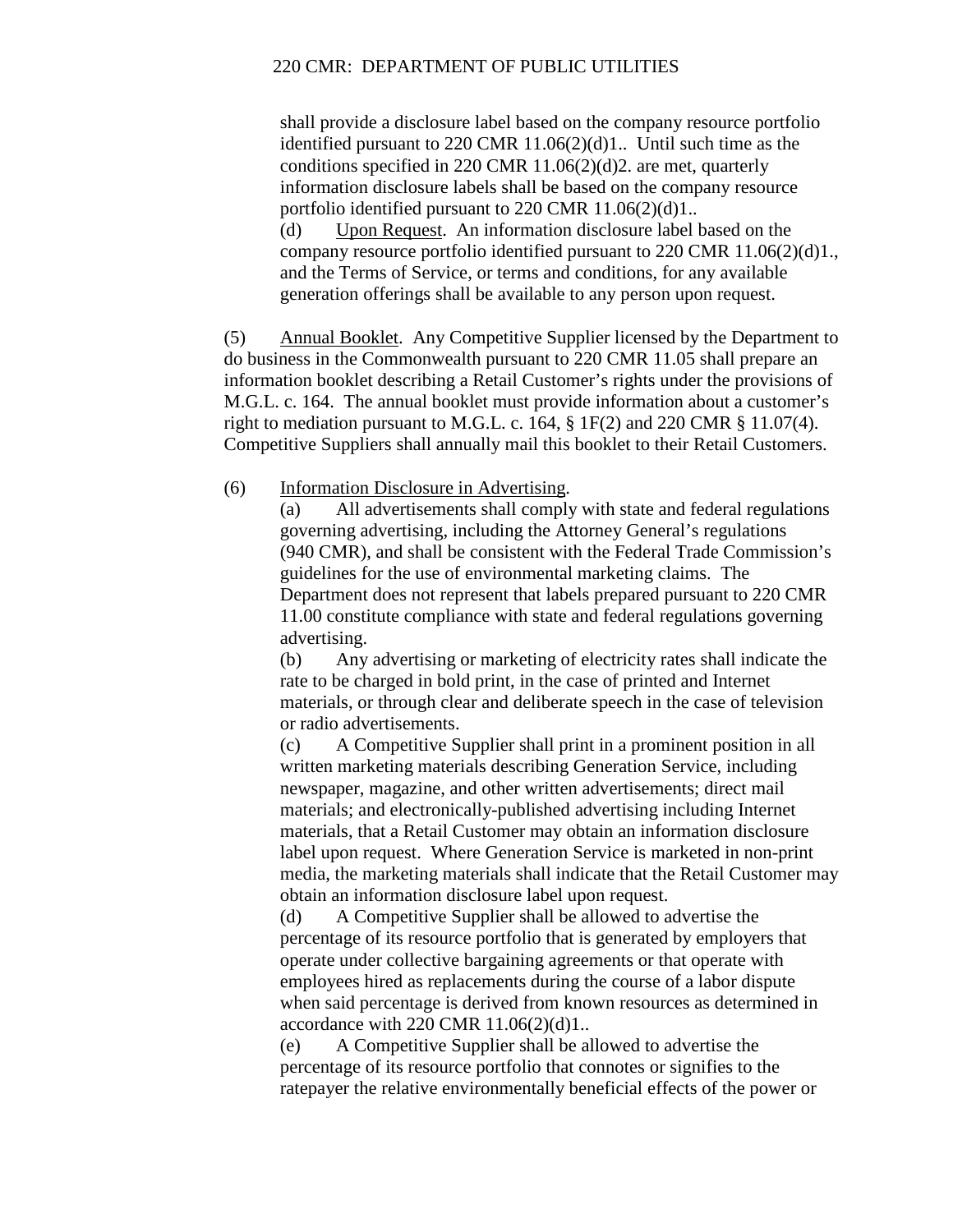shall provide a disclosure label based on the company resource portfolio identified pursuant to 220 CMR 11.06(2)(d)1.. Until such time as the conditions specified in 220 CMR 11.06(2)(d)2. are met, quarterly information disclosure labels shall be based on the company resource portfolio identified pursuant to 220 CMR 11.06(2)(d)1..

(d) Upon Request. An information disclosure label based on the company resource portfolio identified pursuant to 220 CMR 11.06(2)(d)1., and the Terms of Service, or terms and conditions, for any available generation offerings shall be available to any person upon request.

(5) Annual Booklet. Any Competitive Supplier licensed by the Department to do business in the Commonwealth pursuant to 220 CMR 11.05 shall prepare an information booklet describing a Retail Customer's rights under the provisions of M.G.L. c. 164. The annual booklet must provide information about a customer's right to mediation pursuant to M.G.L. c. 164, § 1F(2) and 220 CMR § 11.07(4). Competitive Suppliers shall annually mail this booklet to their Retail Customers.

(6) Information Disclosure in Advertising.

(a) All advertisements shall comply with state and federal regulations governing advertising, including the Attorney General's regulations (940 CMR), and shall be consistent with the Federal Trade Commission's guidelines for the use of environmental marketing claims. The Department does not represent that labels prepared pursuant to 220 CMR 11.00 constitute compliance with state and federal regulations governing advertising.

(b) Any advertising or marketing of electricity rates shall indicate the rate to be charged in bold print, in the case of printed and Internet materials, or through clear and deliberate speech in the case of television or radio advertisements.

(c) A Competitive Supplier shall print in a prominent position in all written marketing materials describing Generation Service, including newspaper, magazine, and other written advertisements; direct mail materials; and electronically-published advertising including Internet materials, that a Retail Customer may obtain an information disclosure label upon request. Where Generation Service is marketed in non-print media, the marketing materials shall indicate that the Retail Customer may obtain an information disclosure label upon request.

(d) A Competitive Supplier shall be allowed to advertise the percentage of its resource portfolio that is generated by employers that operate under collective bargaining agreements or that operate with employees hired as replacements during the course of a labor dispute when said percentage is derived from known resources as determined in accordance with 220 CMR 11.06(2)(d)1..

(e) A Competitive Supplier shall be allowed to advertise the percentage of its resource portfolio that connotes or signifies to the ratepayer the relative environmentally beneficial effects of the power or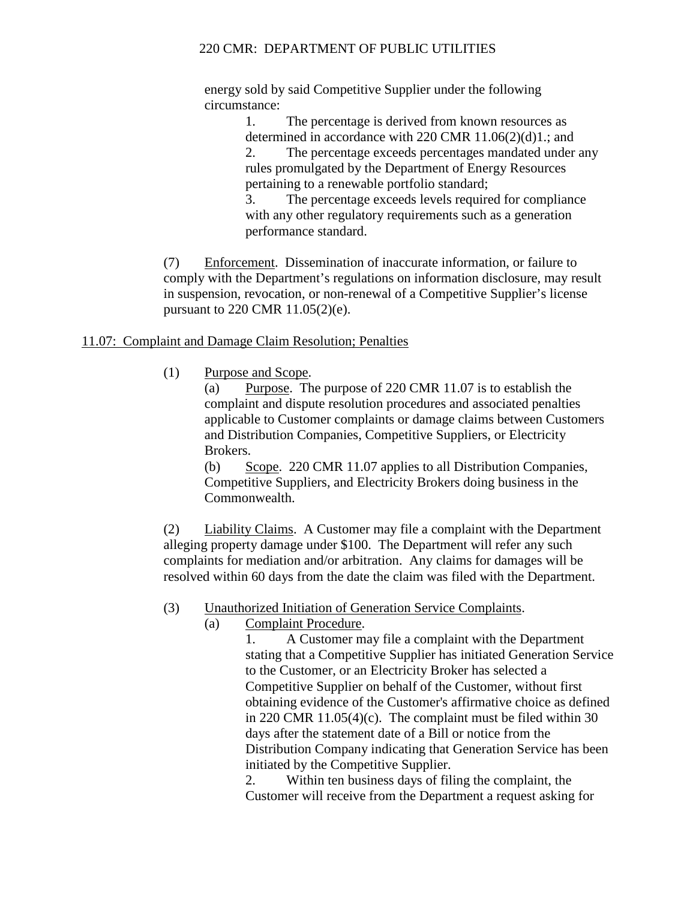energy sold by said Competitive Supplier under the following circumstance:

1. The percentage is derived from known resources as determined in accordance with 220 CMR 11.06(2)(d)1.; and
2. The percentage exceeds percentages mandated under any rules promulgated by the Department of Energy Resources pertaining to a renewable portfolio standard;
3. The percentage exceeds levels required for compliance with any other regulatory requirements such as a generation performance standard.

(7) Enforcement. Dissemination of inaccurate information, or failure to comply with the Department's regulations on information disclosure, may result in suspension, revocation, or non-renewal of a Competitive Supplier's license pursuant to 220 CMR 11.05(2)(e).

## 11.07: Complaint and Damage Claim Resolution; Penalties

(1) Purpose and Scope.

(a) Purpose. The purpose of 220 CMR 11.07 is to establish the complaint and dispute resolution procedures and associated penalties applicable to Customer complaints or damage claims between Customers and Distribution Companies, Competitive Suppliers, or Electricity Brokers.

(b) Scope. 220 CMR 11.07 applies to all Distribution Companies, Competitive Suppliers, and Electricity Brokers doing business in the Commonwealth.

(2) Liability Claims. A Customer may file a complaint with the Department alleging property damage under $100. The Department will refer any such complaints for mediation and/or arbitration. Any claims for damages will be resolved within 60 days from the date the claim was filed with the Department.

(3) Unauthorized Initiation of Generation Service Complaints.

(a) Complaint Procedure.

1. A Customer may file a complaint with the Department stating that a Competitive Supplier has initiated Generation Service to the Customer, or an Electricity Broker has selected a Competitive Supplier on behalf of the Customer, without first obtaining evidence of the Customer's affirmative choice as defined in 220 CMR 11.05(4)(c). The complaint must be filed within 30 days after the statement date of a Bill or notice from the Distribution Company indicating that Generation Service has been initiated by the Competitive Supplier.
2. Within ten business days of filing the complaint, the Customer will receive from the Department a request asking for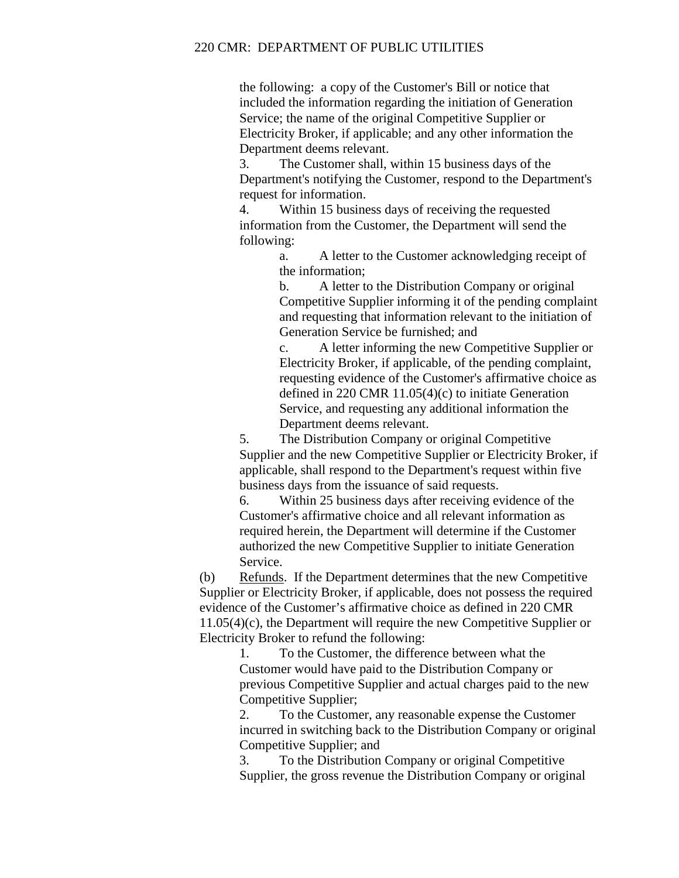the following: a copy of the Customer's Bill or notice that included the information regarding the initiation of Generation Service; the name of the original Competitive Supplier or Electricity Broker, if applicable; and any other information the Department deems relevant.

3. The Customer shall, within 15 business days of the Department's notifying the Customer, respond to the Department's request for information.

4. Within 15 business days of receiving the requested information from the Customer, the Department will send the following:

a. A letter to the Customer acknowledging receipt of the information;

b. A letter to the Distribution Company or original Competitive Supplier informing it of the pending complaint and requesting that information relevant to the initiation of Generation Service be furnished; and

c. A letter informing the new Competitive Supplier or Electricity Broker, if applicable, of the pending complaint, requesting evidence of the Customer's affirmative choice as defined in 220 CMR 11.05(4)(c) to initiate Generation Service, and requesting any additional information the Department deems relevant.

5. The Distribution Company or original Competitive Supplier and the new Competitive Supplier or Electricity Broker, if applicable, shall respond to the Department's request within five business days from the issuance of said requests.

6. Within 25 business days after receiving evidence of the Customer's affirmative choice and all relevant information as required herein, the Department will determine if the Customer authorized the new Competitive Supplier to initiate Generation Service.

(b) Refunds. If the Department determines that the new Competitive Supplier or Electricity Broker, if applicable, does not possess the required evidence of the Customer's affirmative choice as defined in 220 CMR 11.05(4)(c), the Department will require the new Competitive Supplier or Electricity Broker to refund the following:

1. To the Customer, the difference between what the Customer would have paid to the Distribution Company or previous Competitive Supplier and actual charges paid to the new Competitive Supplier;

2. To the Customer, any reasonable expense the Customer incurred in switching back to the Distribution Company or original Competitive Supplier; and

3. To the Distribution Company or original Competitive Supplier, the gross revenue the Distribution Company or original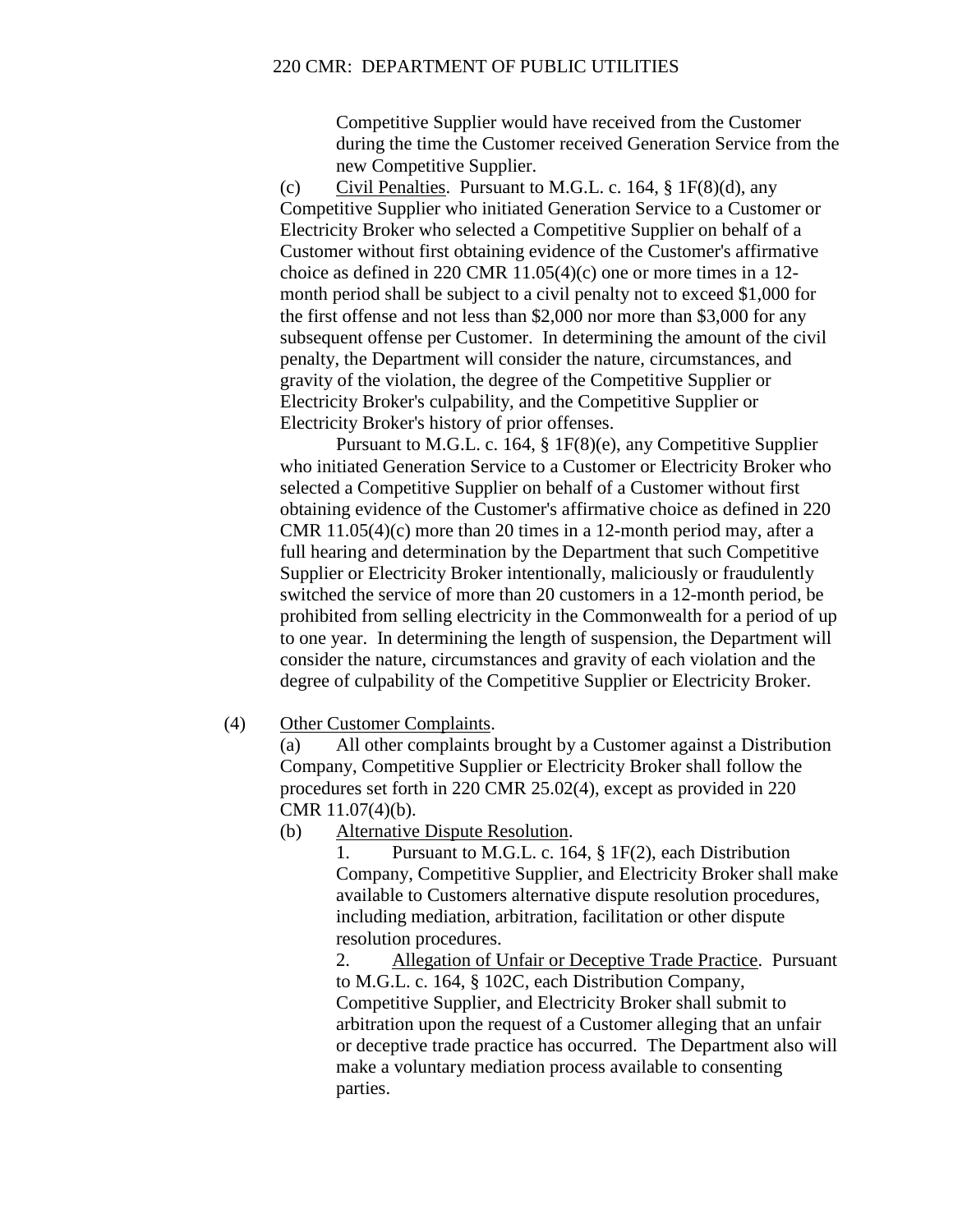Competitive Supplier would have received from the Customer during the time the Customer received Generation Service from the new Competitive Supplier.

(c) Civil Penalties. Pursuant to M.G.L. c. 164, § 1F(8)(d), any Competitive Supplier who initiated Generation Service to a Customer or Electricity Broker who selected a Competitive Supplier on behalf of a Customer without first obtaining evidence of the Customer's affirmative choice as defined in 220 CMR 11.05(4)(c) one or more times in a 12-month period shall be subject to a civil penalty not to exceed $1,000 for the first offense and not less than $2,000 nor more than $3,000 for any subsequent offense per Customer. In determining the amount of the civil penalty, the Department will consider the nature, circumstances, and gravity of the violation, the degree of the Competitive Supplier or Electricity Broker's culpability, and the Competitive Supplier or Electricity Broker's history of prior offenses.

Pursuant to M.G.L. c. 164, § 1F(8)(e), any Competitive Supplier who initiated Generation Service to a Customer or Electricity Broker who selected a Competitive Supplier on behalf of a Customer without first obtaining evidence of the Customer's affirmative choice as defined in 220 CMR 11.05(4)(c) more than 20 times in a 12-month period may, after a full hearing and determination by the Department that such Competitive Supplier or Electricity Broker intentionally, maliciously or fraudulently switched the service of more than 20 customers in a 12-month period, be prohibited from selling electricity in the Commonwealth for a period of up to one year. In determining the length of suspension, the Department will consider the nature, circumstances and gravity of each violation and the degree of culpability of the Competitive Supplier or Electricity Broker.

(4) Other Customer Complaints.

(a) All other complaints brought by a Customer against a Distribution Company, Competitive Supplier or Electricity Broker shall follow the procedures set forth in 220 CMR 25.02(4), except as provided in 220 CMR 11.07(4)(b).

(b) Alternative Dispute Resolution.

1. Pursuant to M.G.L. c. 164, § 1F(2), each Distribution Company, Competitive Supplier, and Electricity Broker shall make available to Customers alternative dispute resolution procedures, including mediation, arbitration, facilitation or other dispute resolution procedures.

2. Allegation of Unfair or Deceptive Trade Practice. Pursuant to M.G.L. c. 164, § 102C, each Distribution Company, Competitive Supplier, and Electricity Broker shall submit to arbitration upon the request of a Customer alleging that an unfair or deceptive trade practice has occurred. The Department also will make a voluntary mediation process available to consenting parties.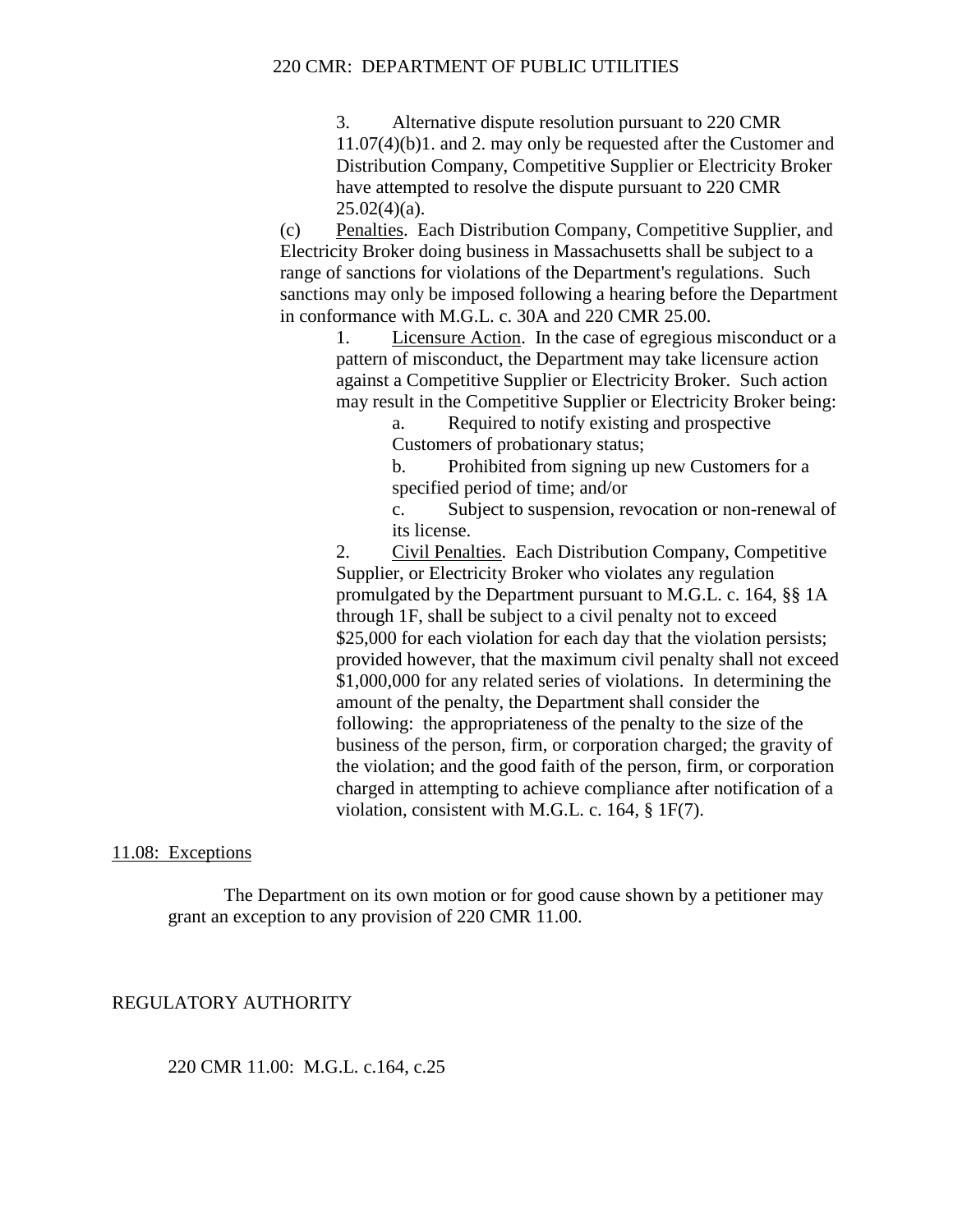3. Alternative dispute resolution pursuant to 220 CMR 11.07(4)(b)1. and 2. may only be requested after the Customer and Distribution Company, Competitive Supplier or Electricity Broker have attempted to resolve the dispute pursuant to 220 CMR 25.02(4)(a).

(c) Penalties. Each Distribution Company, Competitive Supplier, and Electricity Broker doing business in Massachusetts shall be subject to a range of sanctions for violations of the Department's regulations. Such sanctions may only be imposed following a hearing before the Department in conformance with M.G.L. c. 30A and 220 CMR 25.00.

1. Licensure Action. In the case of egregious misconduct or a pattern of misconduct, the Department may take licensure action against a Competitive Supplier or Electricity Broker. Such action may result in the Competitive Supplier or Electricity Broker being:

a. Required to notify existing and prospective Customers of probationary status;

b. Prohibited from signing up new Customers for a specified period of time; and/or

c. Subject to suspension, revocation or non-renewal of its license.

2. Civil Penalties. Each Distribution Company, Competitive Supplier, or Electricity Broker who violates any regulation promulgated by the Department pursuant to M.G.L. c. 164, §§ 1A through 1F, shall be subject to a civil penalty not to exceed $25,000 for each violation for each day that the violation persists; provided however, that the maximum civil penalty shall not exceed $1,000,000 for any related series of violations. In determining the amount of the penalty, the Department shall consider the following: the appropriateness of the penalty to the size of the business of the person, firm, or corporation charged; the gravity of the violation; and the good faith of the person, firm, or corporation charged in attempting to achieve compliance after notification of a violation, consistent with M.G.L. c. 164, § 1F(7).

11.08: Exceptions

The Department on its own motion or for good cause shown by a petitioner may grant an exception to any provision of 220 CMR 11.00.

REGULATORY AUTHORITY

220 CMR 11.00: M.G.L. c.164, c.25